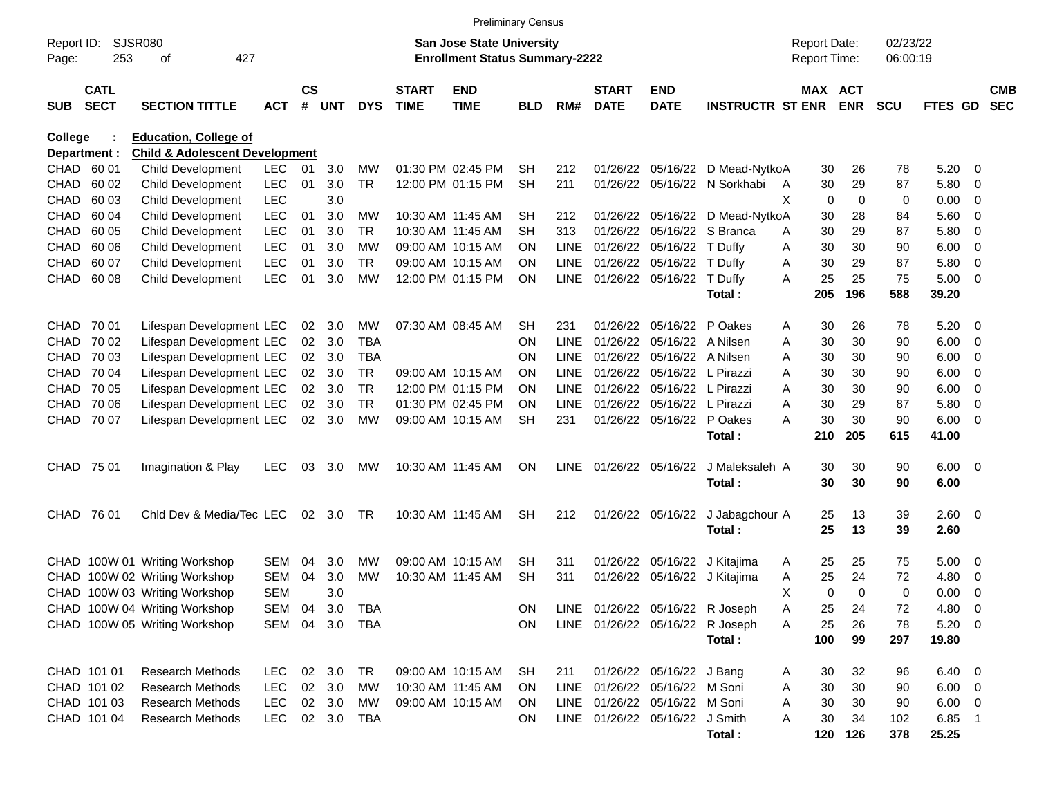Preliminary Census

Report ID: SJSR080
Page: 253 of 427

**San Jose State University**
**Enrollment Status Summary-2222**

Report Date: 02/23/22
Report Time: 06:00:19

College : **Education, College of**
Department : **Child & Adolescent Development**

| SUB | CATL SECT | SECTION TITTLE | ACT | CS # | UNT | DYS | START TIME | END TIME | BLD | RM# | START DATE | END DATE | INSTRUCTR | ST | MAX ENR | ACT ENR | SCU | FTES | GD | CMB SEC |
|---|---|---|---|---|---|---|---|---|---|---|---|---|---|---|---|---|---|---|---|---|
| CHAD | 60 01 | Child Development | LEC | 01 | 3.0 | MW | 01:30 PM | 02:45 PM | SH | 212 | 01/26/22 | 05/16/22 | D Mead-Nytko | A | 30 | 26 | 78 | 5.20 | 0 | |
| CHAD | 60 02 | Child Development | LEC | 01 | 3.0 | TR | 12:00 PM | 01:15 PM | SH | 211 | 01/26/22 | 05/16/22 | N Sorkhabi | A | 30 | 29 | 87 | 5.80 | 0 | |
| CHAD | 60 03 | Child Development | LEC | | 3.0 | | | | | | | | | X | 0 | 0 | 0 | 0.00 | 0 | |
| CHAD | 60 04 | Child Development | LEC | 01 | 3.0 | MW | 10:30 AM | 11:45 AM | SH | 212 | 01/26/22 | 05/16/22 | D Mead-Nytko | A | 30 | 28 | 84 | 5.60 | 0 | |
| CHAD | 60 05 | Child Development | LEC | 01 | 3.0 | TR | 10:30 AM | 11:45 AM | SH | 313 | 01/26/22 | 05/16/22 | S Branca | A | 30 | 29 | 87 | 5.80 | 0 | |
| CHAD | 60 06 | Child Development | LEC | 01 | 3.0 | MW | 09:00 AM | 10:15 AM | ON | LINE | 01/26/22 | 05/16/22 | T Duffy | A | 30 | 30 | 90 | 6.00 | 0 | |
| CHAD | 60 07 | Child Development | LEC | 01 | 3.0 | TR | 09:00 AM | 10:15 AM | ON | LINE | 01/26/22 | 05/16/22 | T Duffy | A | 30 | 29 | 87 | 5.80 | 0 | |
| CHAD | 60 08 | Child Development | LEC | 01 | 3.0 | MW | 12:00 PM | 01:15 PM | ON | LINE | 01/26/22 | 05/16/22 | T Duffy | A | 25 | 25 | 75 | 5.00 | 0 | |
| | | | | | | | | | | | | | **Total :** | | **205** | **196** | **588** | **39.20** | | |
| CHAD | 70 01 | Lifespan Development | LEC | 02 | 3.0 | MW | 07:30 AM | 08:45 AM | SH | 231 | 01/26/22 | 05/16/22 | P Oakes | A | 30 | 26 | 78 | 5.20 | 0 | |
| CHAD | 70 02 | Lifespan Development | LEC | 02 | 3.0 | TBA | | | ON | LINE | 01/26/22 | 05/16/22 | A Nilsen | A | 30 | 30 | 90 | 6.00 | 0 | |
| CHAD | 70 03 | Lifespan Development | LEC | 02 | 3.0 | TBA | | | ON | LINE | 01/26/22 | 05/16/22 | A Nilsen | A | 30 | 30 | 90 | 6.00 | 0 | |
| CHAD | 70 04 | Lifespan Development | LEC | 02 | 3.0 | TR | 09:00 AM | 10:15 AM | ON | LINE | 01/26/22 | 05/16/22 | L Pirazzi | A | 30 | 30 | 90 | 6.00 | 0 | |
| CHAD | 70 05 | Lifespan Development | LEC | 02 | 3.0 | TR | 12:00 PM | 01:15 PM | ON | LINE | 01/26/22 | 05/16/22 | L Pirazzi | A | 30 | 30 | 90 | 6.00 | 0 | |
| CHAD | 70 06 | Lifespan Development | LEC | 02 | 3.0 | TR | 01:30 PM | 02:45 PM | ON | LINE | 01/26/22 | 05/16/22 | L Pirazzi | A | 30 | 29 | 87 | 5.80 | 0 | |
| CHAD | 70 07 | Lifespan Development | LEC | 02 | 3.0 | MW | 09:00 AM | 10:15 AM | SH | 231 | 01/26/22 | 05/16/22 | P Oakes | A | 30 | 30 | 90 | 6.00 | 0 | |
| | | | | | | | | | | | | | **Total :** | | **210** | **205** | **615** | **41.00** | | |
| CHAD | 75 01 | Imagination & Play | LEC | 03 | 3.0 | MW | 10:30 AM | 11:45 AM | ON | LINE | 01/26/22 | 05/16/22 | J Maleksaleh | A | 30 | 30 | 90 | 6.00 | 0 | |
| | | | | | | | | | | | | | **Total :** | | **30** | **30** | **90** | **6.00** | | |
| CHAD | 76 01 | Chld Dev & Media/Tec | LEC | 02 | 3.0 | TR | 10:30 AM | 11:45 AM | SH | 212 | 01/26/22 | 05/16/22 | J Jabagchour | A | 25 | 13 | 39 | 2.60 | 0 | |
| | | | | | | | | | | | | | **Total :** | | **25** | **13** | **39** | **2.60** | | |
| CHAD | 100W 01 | Writing Workshop | SEM | 04 | 3.0 | MW | 09:00 AM | 10:15 AM | SH | 311 | 01/26/22 | 05/16/22 | J Kitajima | A | 25 | 25 | 75 | 5.00 | 0 | |
| CHAD | 100W 02 | Writing Workshop | SEM | 04 | 3.0 | MW | 10:30 AM | 11:45 AM | SH | 311 | 01/26/22 | 05/16/22 | J Kitajima | A | 25 | 24 | 72 | 4.80 | 0 | |
| CHAD | 100W 03 | Writing Workshop | SEM | | 3.0 | | | | | | | | | X | 0 | 0 | 0 | 0.00 | 0 | |
| CHAD | 100W 04 | Writing Workshop | SEM | 04 | 3.0 | TBA | | | ON | LINE | 01/26/22 | 05/16/22 | R Joseph | A | 25 | 24 | 72 | 4.80 | 0 | |
| CHAD | 100W 05 | Writing Workshop | SEM | 04 | 3.0 | TBA | | | ON | LINE | 01/26/22 | 05/16/22 | R Joseph | A | 25 | 26 | 78 | 5.20 | 0 | |
| | | | | | | | | | | | | | **Total :** | | **100** | **99** | **297** | **19.80** | | |
| CHAD | 101 01 | Research Methods | LEC | 02 | 3.0 | TR | 09:00 AM | 10:15 AM | SH | 211 | 01/26/22 | 05/16/22 | J Bang | A | 30 | 32 | 96 | 6.40 | 0 | |
| CHAD | 101 02 | Research Methods | LEC | 02 | 3.0 | MW | 10:30 AM | 11:45 AM | ON | LINE | 01/26/22 | 05/16/22 | M Soni | A | 30 | 30 | 90 | 6.00 | 0 | |
| CHAD | 101 03 | Research Methods | LEC | 02 | 3.0 | MW | 09:00 AM | 10:15 AM | ON | LINE | 01/26/22 | 05/16/22 | M Soni | A | 30 | 30 | 90 | 6.00 | 0 | |
| CHAD | 101 04 | Research Methods | LEC | 02 | 3.0 | TBA | | | ON | LINE | 01/26/22 | 05/16/22 | J Smith | A | 30 | 34 | 102 | 6.85 | 1 | |
| | | | | | | | | | | | | | **Total :** | | **120** | **126** | **378** | **25.25** | | |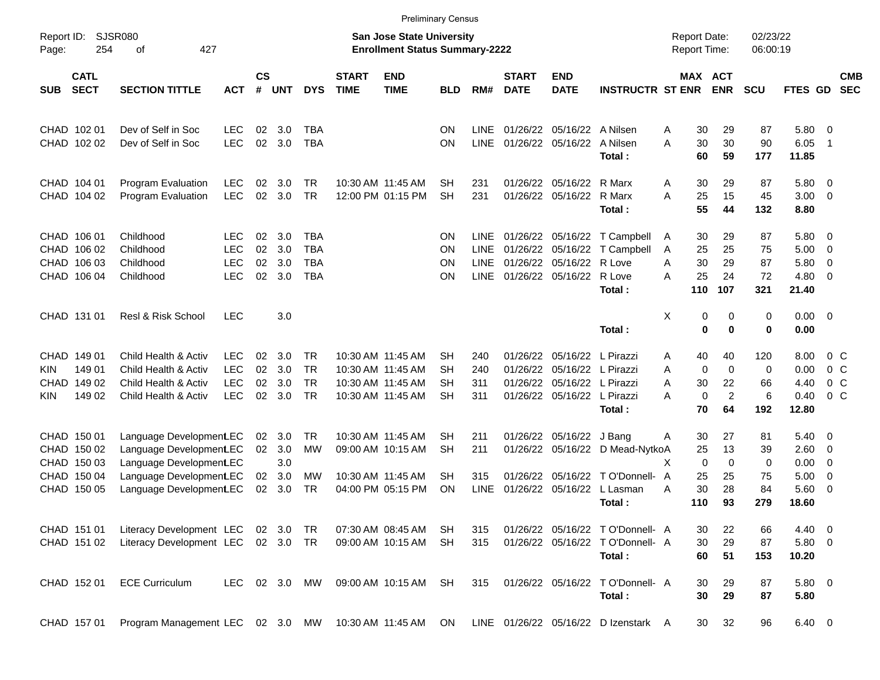Preliminary Census

Report ID: SJSR080
Page: 254 of 427

**San Jose State University**
**Enrollment Status Summary-2222**

Report Date: 02/23/22
Report Time: 06:00:19

| SUB | CATL SECT | SECTION TITTLE | ACT | CS # | UNT | DYS | START TIME | END TIME | BLD | RM# | START DATE | END DATE | INSTRUCTR | ST | MAX ENR | ACT ENR | SCU | FTES | GD | CMB SEC |
|---|---|---|---|---|---|---|---|---|---|---|---|---|---|---|---|---|---|---|---|---|
| CHAD | 102 01 | Dev of Self in Soc | LEC | 02 | 3.0 | TBA | | | ON | LINE | 01/26/22 | 05/16/22 | A Nilsen | A | 30 | 29 | 87 | 5.80 | 0 | |
| CHAD | 102 02 | Dev of Self in Soc | LEC | 02 | 3.0 | TBA | | | ON | LINE | 01/26/22 | 05/16/22 | A Nilsen | A | 30 | 30 | 90 | 6.05 | 1 | |
| | | | | | | | | | | | | | **Total :** | | **60** | **59** | **177** | **11.85** | | |
| CHAD | 104 01 | Program Evaluation | LEC | 02 | 3.0 | TR | 10:30 AM | 11:45 AM | SH | 231 | 01/26/22 | 05/16/22 | R Marx | A | 30 | 29 | 87 | 5.80 | 0 | |
| CHAD | 104 02 | Program Evaluation | LEC | 02 | 3.0 | TR | 12:00 PM | 01:15 PM | SH | 231 | 01/26/22 | 05/16/22 | R Marx | A | 25 | 15 | 45 | 3.00 | 0 | |
| | | | | | | | | | | | | | **Total :** | | **55** | **44** | **132** | **8.80** | | |
| CHAD | 106 01 | Childhood | LEC | 02 | 3.0 | TBA | | | ON | LINE | 01/26/22 | 05/16/22 | T Campbell | A | 30 | 29 | 87 | 5.80 | 0 | |
| CHAD | 106 02 | Childhood | LEC | 02 | 3.0 | TBA | | | ON | LINE | 01/26/22 | 05/16/22 | T Campbell | A | 25 | 25 | 75 | 5.00 | 0 | |
| CHAD | 106 03 | Childhood | LEC | 02 | 3.0 | TBA | | | ON | LINE | 01/26/22 | 05/16/22 | R Love | A | 30 | 29 | 87 | 5.80 | 0 | |
| CHAD | 106 04 | Childhood | LEC | 02 | 3.0 | TBA | | | ON | LINE | 01/26/22 | 05/16/22 | R Love | A | 25 | 24 | 72 | 4.80 | 0 | |
| | | | | | | | | | | | | | **Total :** | | **110** | **107** | **321** | **21.40** | | |
| CHAD | 131 01 | Resl & Risk School | LEC | | 3.0 | | | | | | | | | X | 0 | 0 | 0 | 0.00 | 0 | |
| | | | | | | | | | | | | | **Total :** | | **0** | **0** | **0** | **0.00** | | |
| CHAD | 149 01 | Child Health & Activ | LEC | 02 | 3.0 | TR | 10:30 AM | 11:45 AM | SH | 240 | 01/26/22 | 05/16/22 | L Pirazzi | A | 40 | 40 | 120 | 8.00 | 0 | C |
| KIN | 149 01 | Child Health & Activ | LEC | 02 | 3.0 | TR | 10:30 AM | 11:45 AM | SH | 240 | 01/26/22 | 05/16/22 | L Pirazzi | A | 0 | 0 | 0 | 0.00 | 0 | C |
| CHAD | 149 02 | Child Health & Activ | LEC | 02 | 3.0 | TR | 10:30 AM | 11:45 AM | SH | 311 | 01/26/22 | 05/16/22 | L Pirazzi | A | 30 | 22 | 66 | 4.40 | 0 | C |
| KIN | 149 02 | Child Health & Activ | LEC | 02 | 3.0 | TR | 10:30 AM | 11:45 AM | SH | 311 | 01/26/22 | 05/16/22 | L Pirazzi | A | 0 | 2 | 6 | 0.40 | 0 | C |
| | | | | | | | | | | | | | **Total :** | | **70** | **64** | **192** | **12.80** | | |
| CHAD | 150 01 | Language Development | LEC | 02 | 3.0 | TR | 10:30 AM | 11:45 AM | SH | 211 | 01/26/22 | 05/16/22 | J Bang | A | 30 | 27 | 81 | 5.40 | 0 | |
| CHAD | 150 02 | Language Development | LEC | 02 | 3.0 | MW | 09:00 AM | 10:15 AM | SH | 211 | 01/26/22 | 05/16/22 | D Mead-Nytko | A | 25 | 13 | 39 | 2.60 | 0 | |
| CHAD | 150 03 | Language Development | LEC | | 3.0 | | | | | | | | | X | 0 | 0 | 0 | 0.00 | 0 | |
| CHAD | 150 04 | Language Development | LEC | 02 | 3.0 | MW | 10:30 AM | 11:45 AM | SH | 315 | 01/26/22 | 05/16/22 | T O'Donnell- | A | 25 | 25 | 75 | 5.00 | 0 | |
| CHAD | 150 05 | Language Development | LEC | 02 | 3.0 | TR | 04:00 PM | 05:15 PM | ON | LINE | 01/26/22 | 05/16/22 | L Lasman | A | 30 | 28 | 84 | 5.60 | 0 | |
| | | | | | | | | | | | | | **Total :** | | **110** | **93** | **279** | **18.60** | | |
| CHAD | 151 01 | Literacy Development | LEC | 02 | 3.0 | TR | 07:30 AM | 08:45 AM | SH | 315 | 01/26/22 | 05/16/22 | T O'Donnell- | A | 30 | 22 | 66 | 4.40 | 0 | |
| CHAD | 151 02 | Literacy Development | LEC | 02 | 3.0 | TR | 09:00 AM | 10:15 AM | SH | 315 | 01/26/22 | 05/16/22 | T O'Donnell- | A | 30 | 29 | 87 | 5.80 | 0 | |
| | | | | | | | | | | | | | **Total :** | | **60** | **51** | **153** | **10.20** | | |
| CHAD | 152 01 | ECE Curriculum | LEC | 02 | 3.0 | MW | 09:00 AM | 10:15 AM | SH | 315 | 01/26/22 | 05/16/22 | T O'Donnell- | A | 30 | 29 | 87 | 5.80 | 0 | |
| | | | | | | | | | | | | | **Total :** | | **30** | **29** | **87** | **5.80** | | |
| CHAD | 157 01 | Program Management | LEC | 02 | 3.0 | MW | 10:30 AM | 11:45 AM | ON | LINE | 01/26/22 | 05/16/22 | D Izenstark | A | 30 | 32 | 96 | 6.40 | 0 | |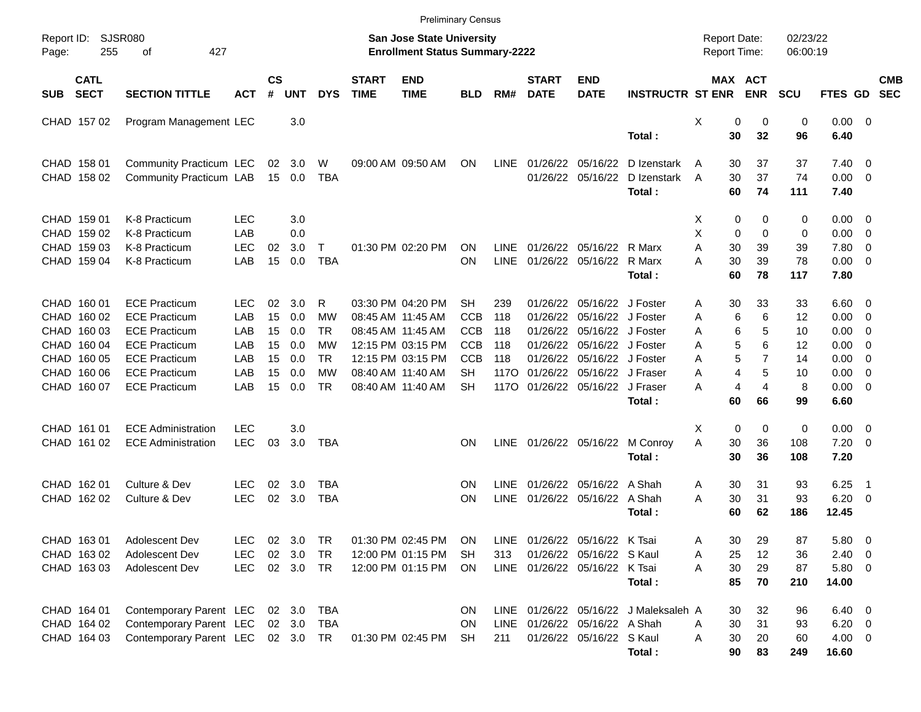Preliminary Census

Report ID: SJSR080

**San Jose State University**
**Enrollment Status Summary-2222**

Report Date: 02/23/22
Report Time: 06:00:19

| SUB | CATL SECT | SECTION TITTLE | ACT | CS # | UNT | DYS | START TIME | END TIME | BLD | RM# | START DATE | END DATE | INSTRUCTR | ST | MAX ENR | ACT ENR | SCU | FTES | GD | CMB SEC |
|---|---|---|---|---|---|---|---|---|---|---|---|---|---|---|---|---|---|---|---|---|
| CHAD | 157 02 | Program Management | LEC | | 3.0 | | | | | | | | | X | 0 | 0 | 0 | 0.00 | 0 | |
| | | | | | | | | | | | | | **Total :** | | **30** | **32** | **96** | **6.40** | | |
| CHAD | 158 01 | Community Practicum | LEC | 02 | 3.0 | W | 09:00 AM | 09:50 AM | ON | LINE | 01/26/22 | 05/16/22 | D Izenstark | A | 30 | 37 | 37 | 7.40 | 0 | |
| CHAD | 158 02 | Community Practicum | LAB | 15 | 0.0 | TBA | | | | | 01/26/22 | 05/16/22 | D Izenstark | A | 30 | 37 | 74 | 0.00 | 0 | |
| | | | | | | | | | | | | | **Total :** | | **60** | **74** | **111** | **7.40** | | |
| CHAD | 159 01 | K-8 Practicum | LEC | | 3.0 | | | | | | | | | X | 0 | 0 | 0 | 0.00 | 0 | |
| CHAD | 159 02 | K-8 Practicum | LAB | | 0.0 | | | | | | | | | X | 0 | 0 | 0 | 0.00 | 0 | |
| CHAD | 159 03 | K-8 Practicum | LEC | 02 | 3.0 | T | 01:30 PM | 02:20 PM | ON | LINE | 01/26/22 | 05/16/22 | R Marx | A | 30 | 39 | 39 | 7.80 | 0 | |
| CHAD | 159 04 | K-8 Practicum | LAB | 15 | 0.0 | TBA | | | ON | LINE | 01/26/22 | 05/16/22 | R Marx | A | 30 | 39 | 78 | 0.00 | 0 | |
| | | | | | | | | | | | | | **Total :** | | **60** | **78** | **117** | **7.80** | | |
| CHAD | 160 01 | ECE Practicum | LEC | 02 | 3.0 | R | 03:30 PM | 04:20 PM | SH | 239 | 01/26/22 | 05/16/22 | J Foster | A | 30 | 33 | 33 | 6.60 | 0 | |
| CHAD | 160 02 | ECE Practicum | LAB | 15 | 0.0 | MW | 08:45 AM | 11:45 AM | CCB | 118 | 01/26/22 | 05/16/22 | J Foster | A | 6 | 6 | 12 | 0.00 | 0 | |
| CHAD | 160 03 | ECE Practicum | LAB | 15 | 0.0 | TR | 08:45 AM | 11:45 AM | CCB | 118 | 01/26/22 | 05/16/22 | J Foster | A | 6 | 5 | 10 | 0.00 | 0 | |
| CHAD | 160 04 | ECE Practicum | LAB | 15 | 0.0 | MW | 12:15 PM | 03:15 PM | CCB | 118 | 01/26/22 | 05/16/22 | J Foster | A | 5 | 6 | 12 | 0.00 | 0 | |
| CHAD | 160 05 | ECE Practicum | LAB | 15 | 0.0 | TR | 12:15 PM | 03:15 PM | CCB | 118 | 01/26/22 | 05/16/22 | J Foster | A | 5 | 7 | 14 | 0.00 | 0 | |
| CHAD | 160 06 | ECE Practicum | LAB | 15 | 0.0 | MW | 08:40 AM | 11:40 AM | SH | 117O | 01/26/22 | 05/16/22 | J Fraser | A | 4 | 5 | 10 | 0.00 | 0 | |
| CHAD | 160 07 | ECE Practicum | LAB | 15 | 0.0 | TR | 08:40 AM | 11:40 AM | SH | 117O | 01/26/22 | 05/16/22 | J Fraser | A | 4 | 4 | 8 | 0.00 | 0 | |
| | | | | | | | | | | | | | **Total :** | | **60** | **66** | **99** | **6.60** | | |
| CHAD | 161 01 | ECE Administration | LEC | | 3.0 | | | | | | | | | X | 0 | 0 | 0 | 0.00 | 0 | |
| CHAD | 161 02 | ECE Administration | LEC | 03 | 3.0 | TBA | | | ON | LINE | 01/26/22 | 05/16/22 | M Conroy | A | 30 | 36 | 108 | 7.20 | 0 | |
| | | | | | | | | | | | | | **Total :** | | **30** | **36** | **108** | **7.20** | | |
| CHAD | 162 01 | Culture & Dev | LEC | 02 | 3.0 | TBA | | | ON | LINE | 01/26/22 | 05/16/22 | A Shah | A | 30 | 31 | 93 | 6.25 | 1 | |
| CHAD | 162 02 | Culture & Dev | LEC | 02 | 3.0 | TBA | | | ON | LINE | 01/26/22 | 05/16/22 | A Shah | A | 30 | 31 | 93 | 6.20 | 0 | |
| | | | | | | | | | | | | | **Total :** | | **60** | **62** | **186** | **12.45** | | |
| CHAD | 163 01 | Adolescent Dev | LEC | 02 | 3.0 | TR | 01:30 PM | 02:45 PM | ON | LINE | 01/26/22 | 05/16/22 | K Tsai | A | 30 | 29 | 87 | 5.80 | 0 | |
| CHAD | 163 02 | Adolescent Dev | LEC | 02 | 3.0 | TR | 12:00 PM | 01:15 PM | SH | 313 | 01/26/22 | 05/16/22 | S Kaul | A | 25 | 12 | 36 | 2.40 | 0 | |
| CHAD | 163 03 | Adolescent Dev | LEC | 02 | 3.0 | TR | 12:00 PM | 01:15 PM | ON | LINE | 01/26/22 | 05/16/22 | K Tsai | A | 30 | 29 | 87 | 5.80 | 0 | |
| | | | | | | | | | | | | | **Total :** | | **85** | **70** | **210** | **14.00** | | |
| CHAD | 164 01 | Contemporary Parent | LEC | 02 | 3.0 | TBA | | | ON | LINE | 01/26/22 | 05/16/22 | J Maleksaleh | A | 30 | 32 | 96 | 6.40 | 0 | |
| CHAD | 164 02 | Contemporary Parent | LEC | 02 | 3.0 | TBA | | | ON | LINE | 01/26/22 | 05/16/22 | A Shah | A | 30 | 31 | 93 | 6.20 | 0 | |
| CHAD | 164 03 | Contemporary Parent | LEC | 02 | 3.0 | TR | 01:30 PM | 02:45 PM | SH | 211 | 01/26/22 | 05/16/22 | S Kaul | A | 30 | 20 | 60 | 4.00 | 0 | |
| | | | | | | | | | | | | | **Total :** | | **90** | **83** | **249** | **16.60** | | |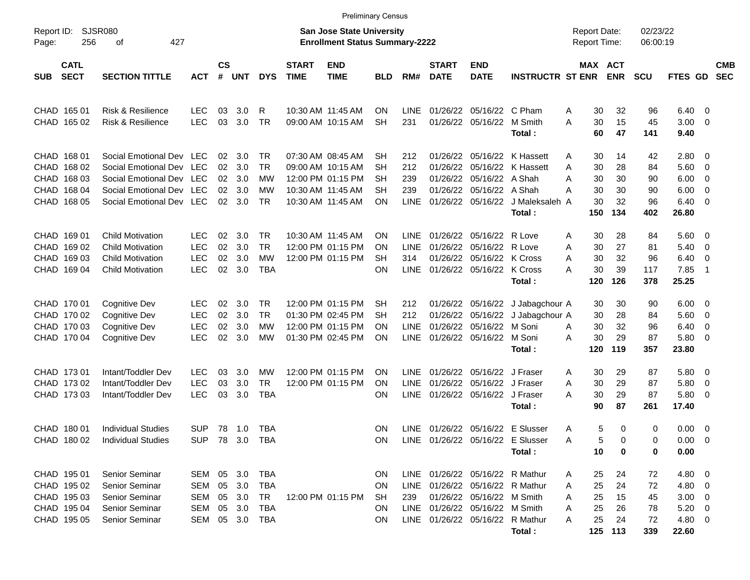Preliminary Census

Report ID: SJSR080

**San Jose State University**
**Enrollment Status Summary-2222**

Report Date: 02/23/22
Report Time: 06:00:19

| SUB | CATL SECT | SECTION TITTLE | ACT | CS # | UNT | DYS | START TIME | END TIME | BLD | RM# | START DATE | END DATE | INSTRUCTR | ST | MAX ENR | ACT ENR | SCU | FTES | GD | CMB SEC |
|---|---|---|---|---|---|---|---|---|---|---|---|---|---|---|---|---|---|---|---|---|
| CHAD | 165 01 | Risk & Resilience | LEC | 03 | 3.0 | R | 10:30 AM | 11:45 AM | ON | LINE | 01/26/22 | 05/16/22 | C Pham | A | 30 | 32 | 96 | 6.40 | 0 | |
| CHAD | 165 02 | Risk & Resilience | LEC | 03 | 3.0 | TR | 09:00 AM | 10:15 AM | SH | 231 | 01/26/22 | 05/16/22 | M Smith | A | 30 | 15 | 45 | 3.00 | 0 | |
| | | | | | | | | | | | | | **Total :** | | **60** | **47** | **141** | **9.40** | | |
| CHAD | 168 01 | Social Emotional Dev | LEC | 02 | 3.0 | TR | 07:30 AM | 08:45 AM | SH | 212 | 01/26/22 | 05/16/22 | K Hassett | A | 30 | 14 | 42 | 2.80 | 0 | |
| CHAD | 168 02 | Social Emotional Dev | LEC | 02 | 3.0 | TR | 09:00 AM | 10:15 AM | SH | 212 | 01/26/22 | 05/16/22 | K Hassett | A | 30 | 28 | 84 | 5.60 | 0 | |
| CHAD | 168 03 | Social Emotional Dev | LEC | 02 | 3.0 | MW | 12:00 PM | 01:15 PM | SH | 239 | 01/26/22 | 05/16/22 | A Shah | A | 30 | 30 | 90 | 6.00 | 0 | |
| CHAD | 168 04 | Social Emotional Dev | LEC | 02 | 3.0 | MW | 10:30 AM | 11:45 AM | SH | 239 | 01/26/22 | 05/16/22 | A Shah | A | 30 | 30 | 90 | 6.00 | 0 | |
| CHAD | 168 05 | Social Emotional Dev | LEC | 02 | 3.0 | TR | 10:30 AM | 11:45 AM | ON | LINE | 01/26/22 | 05/16/22 | J Maleksaleh | A | 30 | 32 | 96 | 6.40 | 0 | |
| | | | | | | | | | | | | | **Total :** | | **150** | **134** | **402** | **26.80** | | |
| CHAD | 169 01 | Child Motivation | LEC | 02 | 3.0 | TR | 10:30 AM | 11:45 AM | ON | LINE | 01/26/22 | 05/16/22 | R Love | A | 30 | 28 | 84 | 5.60 | 0 | |
| CHAD | 169 02 | Child Motivation | LEC | 02 | 3.0 | TR | 12:00 PM | 01:15 PM | ON | LINE | 01/26/22 | 05/16/22 | R Love | A | 30 | 27 | 81 | 5.40 | 0 | |
| CHAD | 169 03 | Child Motivation | LEC | 02 | 3.0 | MW | 12:00 PM | 01:15 PM | SH | 314 | 01/26/22 | 05/16/22 | K Cross | A | 30 | 32 | 96 | 6.40 | 0 | |
| CHAD | 169 04 | Child Motivation | LEC | 02 | 3.0 | TBA | | | ON | LINE | 01/26/22 | 05/16/22 | K Cross | A | 30 | 39 | 117 | 7.85 | 1 | |
| | | | | | | | | | | | | | **Total :** | | **120** | **126** | **378** | **25.25** | | |
| CHAD | 170 01 | Cognitive Dev | LEC | 02 | 3.0 | TR | 12:00 PM | 01:15 PM | SH | 212 | 01/26/22 | 05/16/22 | J Jabagchour | A | 30 | 30 | 90 | 6.00 | 0 | |
| CHAD | 170 02 | Cognitive Dev | LEC | 02 | 3.0 | TR | 01:30 PM | 02:45 PM | SH | 212 | 01/26/22 | 05/16/22 | J Jabagchour | A | 30 | 28 | 84 | 5.60 | 0 | |
| CHAD | 170 03 | Cognitive Dev | LEC | 02 | 3.0 | MW | 12:00 PM | 01:15 PM | ON | LINE | 01/26/22 | 05/16/22 | M Soni | A | 30 | 32 | 96 | 6.40 | 0 | |
| CHAD | 170 04 | Cognitive Dev | LEC | 02 | 3.0 | MW | 01:30 PM | 02:45 PM | ON | LINE | 01/26/22 | 05/16/22 | M Soni | A | 30 | 29 | 87 | 5.80 | 0 | |
| | | | | | | | | | | | | | **Total :** | | **120** | **119** | **357** | **23.80** | | |
| CHAD | 173 01 | Intant/Toddler Dev | LEC | 03 | 3.0 | MW | 12:00 PM | 01:15 PM | ON | LINE | 01/26/22 | 05/16/22 | J Fraser | A | 30 | 29 | 87 | 5.80 | 0 | |
| CHAD | 173 02 | Intant/Toddler Dev | LEC | 03 | 3.0 | TR | 12:00 PM | 01:15 PM | ON | LINE | 01/26/22 | 05/16/22 | J Fraser | A | 30 | 29 | 87 | 5.80 | 0 | |
| CHAD | 173 03 | Intant/Toddler Dev | LEC | 03 | 3.0 | TBA | | | ON | LINE | 01/26/22 | 05/16/22 | J Fraser | A | 30 | 29 | 87 | 5.80 | 0 | |
| | | | | | | | | | | | | | **Total :** | | **90** | **87** | **261** | **17.40** | | |
| CHAD | 180 01 | Individual Studies | SUP | 78 | 1.0 | TBA | | | ON | LINE | 01/26/22 | 05/16/22 | E Slusser | A | 5 | 0 | 0 | 0.00 | 0 | |
| CHAD | 180 02 | Individual Studies | SUP | 78 | 3.0 | TBA | | | ON | LINE | 01/26/22 | 05/16/22 | E Slusser | A | 5 | 0 | 0 | 0.00 | 0 | |
| | | | | | | | | | | | | | **Total :** | | **10** | **0** | **0** | **0.00** | | |
| CHAD | 195 01 | Senior Seminar | SEM | 05 | 3.0 | TBA | | | ON | LINE | 01/26/22 | 05/16/22 | R Mathur | A | 25 | 24 | 72 | 4.80 | 0 | |
| CHAD | 195 02 | Senior Seminar | SEM | 05 | 3.0 | TBA | | | ON | LINE | 01/26/22 | 05/16/22 | R Mathur | A | 25 | 24 | 72 | 4.80 | 0 | |
| CHAD | 195 03 | Senior Seminar | SEM | 05 | 3.0 | TR | 12:00 PM | 01:15 PM | SH | 239 | 01/26/22 | 05/16/22 | M Smith | A | 25 | 15 | 45 | 3.00 | 0 | |
| CHAD | 195 04 | Senior Seminar | SEM | 05 | 3.0 | TBA | | | ON | LINE | 01/26/22 | 05/16/22 | M Smith | A | 25 | 26 | 78 | 5.20 | 0 | |
| CHAD | 195 05 | Senior Seminar | SEM | 05 | 3.0 | TBA | | | ON | LINE | 01/26/22 | 05/16/22 | R Mathur | A | 25 | 24 | 72 | 4.80 | 0 | |
| | | | | | | | | | | | | | **Total :** | | **125** | **113** | **339** | **22.60** | | |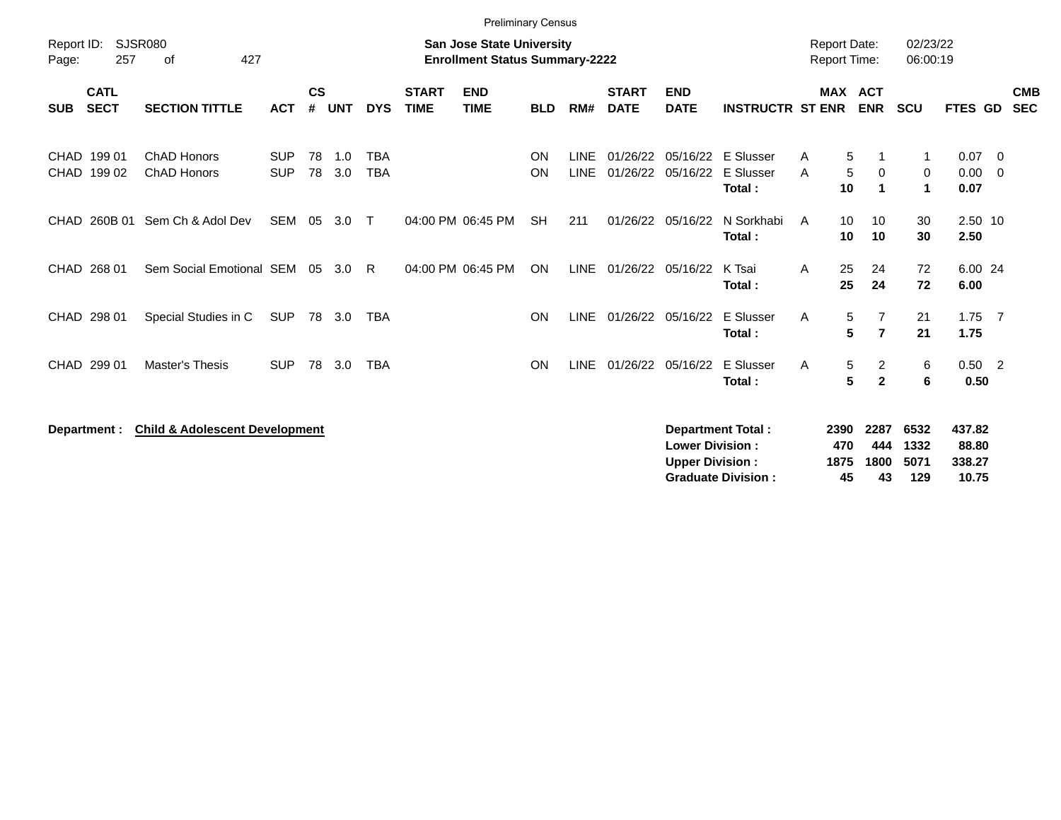Preliminary Census

Report ID: SJSR080
Page: 257 of 427

**San Jose State University**
**Enrollment Status Summary-2222**

Report Date: 02/23/22
Report Time: 06:00:19

| SUB | CATL SECT | SECTION TITTLE | ACT | CS # | UNT | DYS | START TIME | END TIME | BLD | RM# | START DATE | END DATE | INSTRUCTR | ST | MAX ENR | ACT ENR | SCU | FTES | GD | CMB SEC |
|---|---|---|---|---|---|---|---|---|---|---|---|---|---|---|---|---|---|---|---|---|
| CHAD | 199 01 | ChAD Honors | SUP | 78 | 1.0 | TBA | | | ON | LINE | 01/26/22 | 05/16/22 | E Slusser | A | 5 | 1 | 1 | 0.07 | 0 | |
| CHAD | 199 02 | ChAD Honors | SUP | 78 | 3.0 | TBA | | | ON | LINE | 01/26/22 | 05/16/22 | E Slusser | A | 5 | 0 | 0 | 0.00 | 0 | |
| | | | | | | | | | | | | | **Total :** | | **10** | **1** | **1** | **0.07** | | |
| CHAD | 260B 01 | Sem Ch & Adol Dev | SEM | 05 | 3.0 | T | 04:00 PM | 06:45 PM | SH | 211 | 01/26/22 | 05/16/22 | N Sorkhabi | A | 10 | 10 | 30 | 2.50 | 10 | |
| | | | | | | | | | | | | | **Total :** | | **10** | **10** | **30** | **2.50** | | |
| CHAD | 268 01 | Sem Social Emotional | SEM | 05 | 3.0 | R | 04:00 PM | 06:45 PM | ON | LINE | 01/26/22 | 05/16/22 | K Tsai | A | 25 | 24 | 72 | 6.00 | 24 | |
| | | | | | | | | | | | | | **Total :** | | **25** | **24** | **72** | **6.00** | | |
| CHAD | 298 01 | Special Studies in C | SUP | 78 | 3.0 | TBA | | | ON | LINE | 01/26/22 | 05/16/22 | E Slusser | A | 5 | 7 | 21 | 1.75 | 7 | |
| | | | | | | | | | | | | | **Total :** | | **5** | **7** | **21** | **1.75** | | |
| CHAD | 299 01 | Master's Thesis | SUP | 78 | 3.0 | TBA | | | ON | LINE | 01/26/22 | 05/16/22 | E Slusser | A | 5 | 2 | 6 | 0.50 | 2 | |
| | | | | | | | | | | | | | **Total :** | | **5** | **2** | **6** | **0.50** | | |

**Department : Child & Adolescent Development**

| | MAX ENR | ACT ENR | SCU | FTES |
|---|---|---|---|---|
| **Department Total :** | **2390** | **2287** | **6532** | **437.82** |
| **Lower Division :** | **470** | **444** | **1332** | **88.80** |
| **Upper Division :** | **1875** | **1800** | **5071** | **338.27** |
| **Graduate Division :** | **45** | **43** | **129** | **10.75** |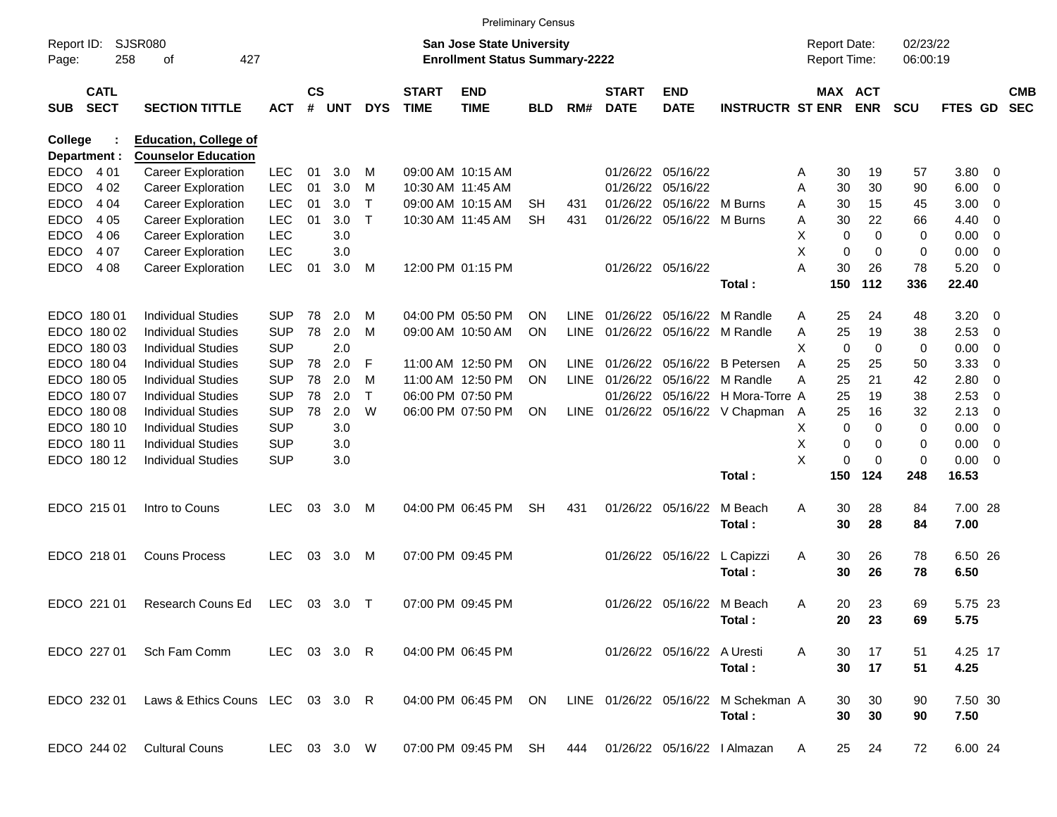Preliminary Census

Report ID: SJSR080
**San Jose State University**
**Enrollment Status Summary-2222**
Report Date: 02/23/22
Report Time: 06:00:19

**College : Education, College of**
**Department : Counselor Education**

| SUB | CATL SECT | SECTION TITTLE | ACT | CS # | UNT | DYS | START TIME | END TIME | BLD | RM# | START DATE | END DATE | INSTRUCTR | ST | MAX ENR | ACT ENR | SCU | FTES | GD | CMB SEC |
|---|---|---|---|---|---|---|---|---|---|---|---|---|---|---|---|---|---|---|---|---|
| EDCO | 4 01 | Career Exploration | LEC | 01 | 3.0 | M | 09:00 AM | 10:15 AM | | | 01/26/22 | 05/16/22 | | A | 30 | 19 | 57 | 3.80 | 0 | |
| EDCO | 4 02 | Career Exploration | LEC | 01 | 3.0 | M | 10:30 AM | 11:45 AM | | | 01/26/22 | 05/16/22 | | A | 30 | 30 | 90 | 6.00 | 0 | |
| EDCO | 4 04 | Career Exploration | LEC | 01 | 3.0 | T | 09:00 AM | 10:15 AM | SH | 431 | 01/26/22 | 05/16/22 | M Burns | A | 30 | 15 | 45 | 3.00 | 0 | |
| EDCO | 4 05 | Career Exploration | LEC | 01 | 3.0 | T | 10:30 AM | 11:45 AM | SH | 431 | 01/26/22 | 05/16/22 | M Burns | A | 30 | 22 | 66 | 4.40 | 0 | |
| EDCO | 4 06 | Career Exploration | LEC | | 3.0 | | | | | | | | | X | 0 | 0 | 0 | 0.00 | 0 | |
| EDCO | 4 07 | Career Exploration | LEC | | 3.0 | | | | | | | | | X | 0 | 0 | 0 | 0.00 | 0 | |
| EDCO | 4 08 | Career Exploration | LEC | 01 | 3.0 | M | 12:00 PM | 01:15 PM | | | 01/26/22 | 05/16/22 | | A | 30 | 26 | 78 | 5.20 | 0 | |
| | | | | | | | | | | | | | **Total :** | | **150** | **112** | **336** | **22.40** | | |
| EDCO | 180 01 | Individual Studies | SUP | 78 | 2.0 | M | 04:00 PM | 05:50 PM | ON | LINE | 01/26/22 | 05/16/22 | M Randle | A | 25 | 24 | 48 | 3.20 | 0 | |
| EDCO | 180 02 | Individual Studies | SUP | 78 | 2.0 | M | 09:00 AM | 10:50 AM | ON | LINE | 01/26/22 | 05/16/22 | M Randle | A | 25 | 19 | 38 | 2.53 | 0 | |
| EDCO | 180 03 | Individual Studies | SUP | | 2.0 | | | | | | | | | X | 0 | 0 | 0 | 0.00 | 0 | |
| EDCO | 180 04 | Individual Studies | SUP | 78 | 2.0 | F | 11:00 AM | 12:50 PM | ON | LINE | 01/26/22 | 05/16/22 | B Petersen | A | 25 | 25 | 50 | 3.33 | 0 | |
| EDCO | 180 05 | Individual Studies | SUP | 78 | 2.0 | M | 11:00 AM | 12:50 PM | ON | LINE | 01/26/22 | 05/16/22 | M Randle | A | 25 | 21 | 42 | 2.80 | 0 | |
| EDCO | 180 07 | Individual Studies | SUP | 78 | 2.0 | T | 06:00 PM | 07:50 PM | | | 01/26/22 | 05/16/22 | H Mora-Torre | A | 25 | 19 | 38 | 2.53 | 0 | |
| EDCO | 180 08 | Individual Studies | SUP | 78 | 2.0 | W | 06:00 PM | 07:50 PM | ON | LINE | 01/26/22 | 05/16/22 | V Chapman | A | 25 | 16 | 32 | 2.13 | 0 | |
| EDCO | 180 10 | Individual Studies | SUP | | 3.0 | | | | | | | | | X | 0 | 0 | 0 | 0.00 | 0 | |
| EDCO | 180 11 | Individual Studies | SUP | | 3.0 | | | | | | | | | X | 0 | 0 | 0 | 0.00 | 0 | |
| EDCO | 180 12 | Individual Studies | SUP | | 3.0 | | | | | | | | | X | 0 | 0 | 0 | 0.00 | 0 | |
| | | | | | | | | | | | | | **Total :** | | **150** | **124** | **248** | **16.53** | | |
| EDCO | 215 01 | Intro to Couns | LEC | 03 | 3.0 | M | 04:00 PM | 06:45 PM | SH | 431 | 01/26/22 | 05/16/22 | M Beach | A | 30 | 28 | 84 | 7.00 | 28 | |
| | | | | | | | | | | | | | **Total :** | | **30** | **28** | **84** | **7.00** | | |
| EDCO | 218 01 | Couns Process | LEC | 03 | 3.0 | M | 07:00 PM | 09:45 PM | | | 01/26/22 | 05/16/22 | L Capizzi | A | 30 | 26 | 78 | 6.50 | 26 | |
| | | | | | | | | | | | | | **Total :** | | **30** | **26** | **78** | **6.50** | | |
| EDCO | 221 01 | Research Couns Ed | LEC | 03 | 3.0 | T | 07:00 PM | 09:45 PM | | | 01/26/22 | 05/16/22 | M Beach | A | 20 | 23 | 69 | 5.75 | 23 | |
| | | | | | | | | | | | | | **Total :** | | **20** | **23** | **69** | **5.75** | | |
| EDCO | 227 01 | Sch Fam Comm | LEC | 03 | 3.0 | R | 04:00 PM | 06:45 PM | | | 01/26/22 | 05/16/22 | A Uresti | A | 30 | 17 | 51 | 4.25 | 17 | |
| | | | | | | | | | | | | | **Total :** | | **30** | **17** | **51** | **4.25** | | |
| EDCO | 232 01 | Laws & Ethics Couns | LEC | 03 | 3.0 | R | 04:00 PM | 06:45 PM | ON | LINE | 01/26/22 | 05/16/22 | M Schekman | A | 30 | 30 | 90 | 7.50 | 30 | |
| | | | | | | | | | | | | | **Total :** | | **30** | **30** | **90** | **7.50** | | |
| EDCO | 244 02 | Cultural Couns | LEC | 03 | 3.0 | W | 07:00 PM | 09:45 PM | SH | 444 | 01/26/22 | 05/16/22 | I Almazan | A | 25 | 24 | 72 | 6.00 | 24 | |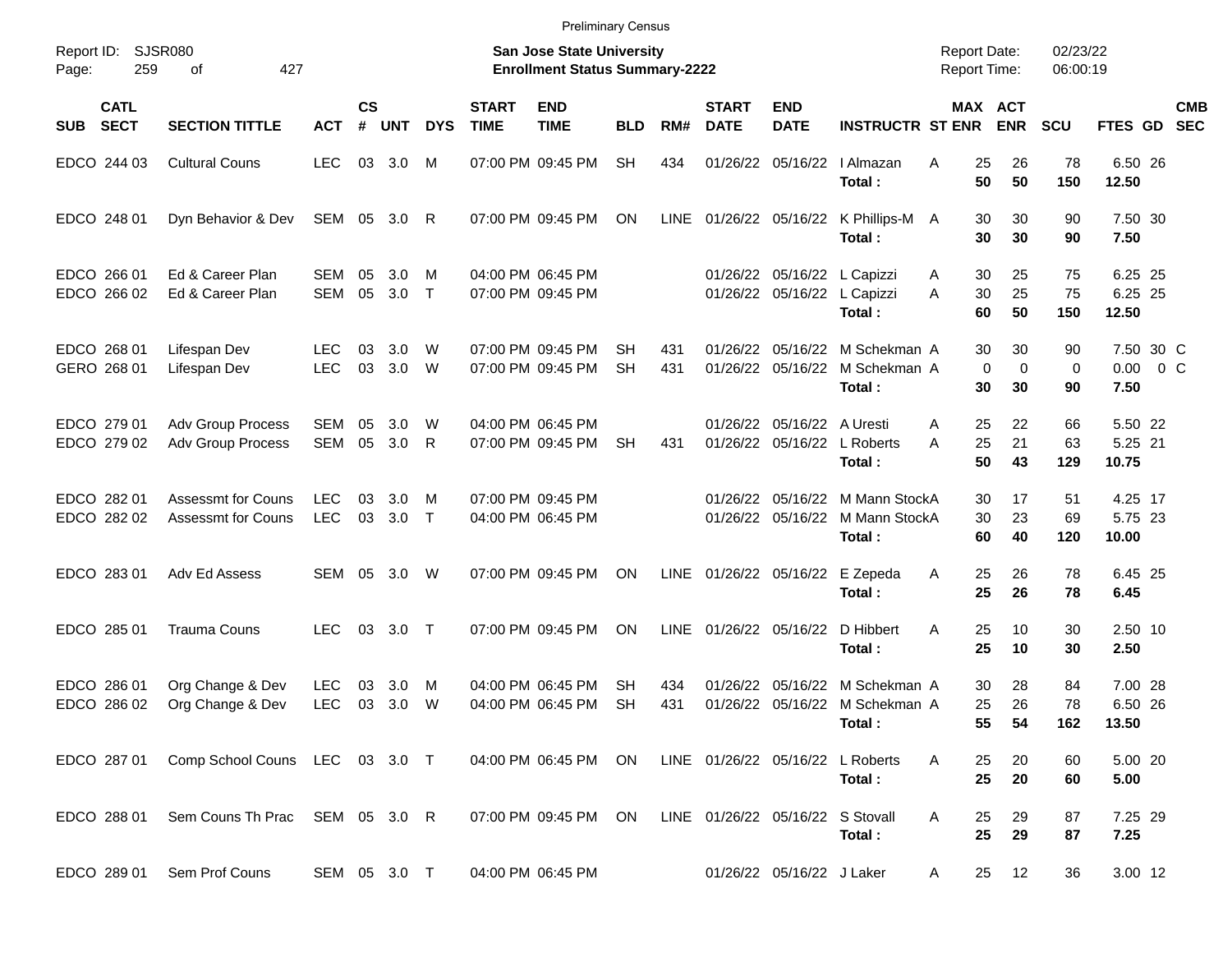Preliminary Census

Report ID: SJSR080

**San Jose State University**
**Enrollment Status Summary-2222**

Report Date: 02/23/22
Report Time: 06:00:19

| SUB | CATL SECT | SECTION TITTLE | ACT | CS # | UNT | DYS | START TIME | END TIME | BLD | RM# | START DATE | END DATE | INSTRUCTR | ST | MAX ENR | ACT ENR | SCU | FTES | GD | CMB SEC |
|---|---|---|---|---|---|---|---|---|---|---|---|---|---|---|---|---|---|---|---|---|
| EDCO | 244 03 | Cultural Couns | LEC | 03 | 3.0 | M | 07:00 PM | 09:45 PM | SH | 434 | 01/26/22 | 05/16/22 | I Almazan | A | 25 | 26 | 78 | 6.50 | 26 | |
| | | | | | | | | | | | | | **Total :** | | **50** | **50** | **150** | **12.50** | | |
| EDCO | 248 01 | Dyn Behavior & Dev | SEM | 05 | 3.0 | R | 07:00 PM | 09:45 PM | ON | LINE | 01/26/22 | 05/16/22 | K Phillips-M | A | 30 | 30 | 90 | 7.50 | 30 | |
| | | | | | | | | | | | | | **Total :** | | **30** | **30** | **90** | **7.50** | | |
| EDCO | 266 01 | Ed & Career Plan | SEM | 05 | 3.0 | M | 04:00 PM | 06:45 PM | | | 01/26/22 | 05/16/22 | L Capizzi | A | 30 | 25 | 75 | 6.25 | 25 | |
| EDCO | 266 02 | Ed & Career Plan | SEM | 05 | 3.0 | T | 07:00 PM | 09:45 PM | | | 01/26/22 | 05/16/22 | L Capizzi | A | 30 | 25 | 75 | 6.25 | 25 | |
| | | | | | | | | | | | | | **Total :** | | **60** | **50** | **150** | **12.50** | | |
| EDCO | 268 01 | Lifespan Dev | LEC | 03 | 3.0 | W | 07:00 PM | 09:45 PM | SH | 431 | 01/26/22 | 05/16/22 | M Schekman | A | 30 | 30 | 90 | 7.50 | 30 | C |
| GERO | 268 01 | Lifespan Dev | LEC | 03 | 3.0 | W | 07:00 PM | 09:45 PM | SH | 431 | 01/26/22 | 05/16/22 | M Schekman | A | 0 | 0 | 0 | 0.00 | 0 | C |
| | | | | | | | | | | | | | **Total :** | | **30** | **30** | **90** | **7.50** | | |
| EDCO | 279 01 | Adv Group Process | SEM | 05 | 3.0 | W | 04:00 PM | 06:45 PM | | | 01/26/22 | 05/16/22 | A Uresti | A | 25 | 22 | 66 | 5.50 | 22 | |
| EDCO | 279 02 | Adv Group Process | SEM | 05 | 3.0 | R | 07:00 PM | 09:45 PM | SH | 431 | 01/26/22 | 05/16/22 | L Roberts | A | 25 | 21 | 63 | 5.25 | 21 | |
| | | | | | | | | | | | | | **Total :** | | **50** | **43** | **129** | **10.75** | | |
| EDCO | 282 01 | Assessmt for Couns | LEC | 03 | 3.0 | M | 07:00 PM | 09:45 PM | | | 01/26/22 | 05/16/22 | M Mann Stock | A | 30 | 17 | 51 | 4.25 | 17 | |
| EDCO | 282 02 | Assessmt for Couns | LEC | 03 | 3.0 | T | 04:00 PM | 06:45 PM | | | 01/26/22 | 05/16/22 | M Mann Stock | A | 30 | 23 | 69 | 5.75 | 23 | |
| | | | | | | | | | | | | | **Total :** | | **60** | **40** | **120** | **10.00** | | |
| EDCO | 283 01 | Adv Ed Assess | SEM | 05 | 3.0 | W | 07:00 PM | 09:45 PM | ON | LINE | 01/26/22 | 05/16/22 | E Zepeda | A | 25 | 26 | 78 | 6.45 | 25 | |
| | | | | | | | | | | | | | **Total :** | | **25** | **26** | **78** | **6.45** | | |
| EDCO | 285 01 | Trauma Couns | LEC | 03 | 3.0 | T | 07:00 PM | 09:45 PM | ON | LINE | 01/26/22 | 05/16/22 | D Hibbert | A | 25 | 10 | 30 | 2.50 | 10 | |
| | | | | | | | | | | | | | **Total :** | | **25** | **10** | **30** | **2.50** | | |
| EDCO | 286 01 | Org Change & Dev | LEC | 03 | 3.0 | M | 04:00 PM | 06:45 PM | SH | 434 | 01/26/22 | 05/16/22 | M Schekman | A | 30 | 28 | 84 | 7.00 | 28 | |
| EDCO | 286 02 | Org Change & Dev | LEC | 03 | 3.0 | W | 04:00 PM | 06:45 PM | SH | 431 | 01/26/22 | 05/16/22 | M Schekman | A | 25 | 26 | 78 | 6.50 | 26 | |
| | | | | | | | | | | | | | **Total :** | | **55** | **54** | **162** | **13.50** | | |
| EDCO | 287 01 | Comp School Couns | LEC | 03 | 3.0 | T | 04:00 PM | 06:45 PM | ON | LINE | 01/26/22 | 05/16/22 | L Roberts | A | 25 | 20 | 60 | 5.00 | 20 | |
| | | | | | | | | | | | | | **Total :** | | **25** | **20** | **60** | **5.00** | | |
| EDCO | 288 01 | Sem Couns Th Prac | SEM | 05 | 3.0 | R | 07:00 PM | 09:45 PM | ON | LINE | 01/26/22 | 05/16/22 | S Stovall | A | 25 | 29 | 87 | 7.25 | 29 | |
| | | | | | | | | | | | | | **Total :** | | **25** | **29** | **87** | **7.25** | | |
| EDCO | 289 01 | Sem Prof Couns | SEM | 05 | 3.0 | T | 04:00 PM | 06:45 PM | | | 01/26/22 | 05/16/22 | J Laker | A | 25 | 12 | 36 | 3.00 | 12 | |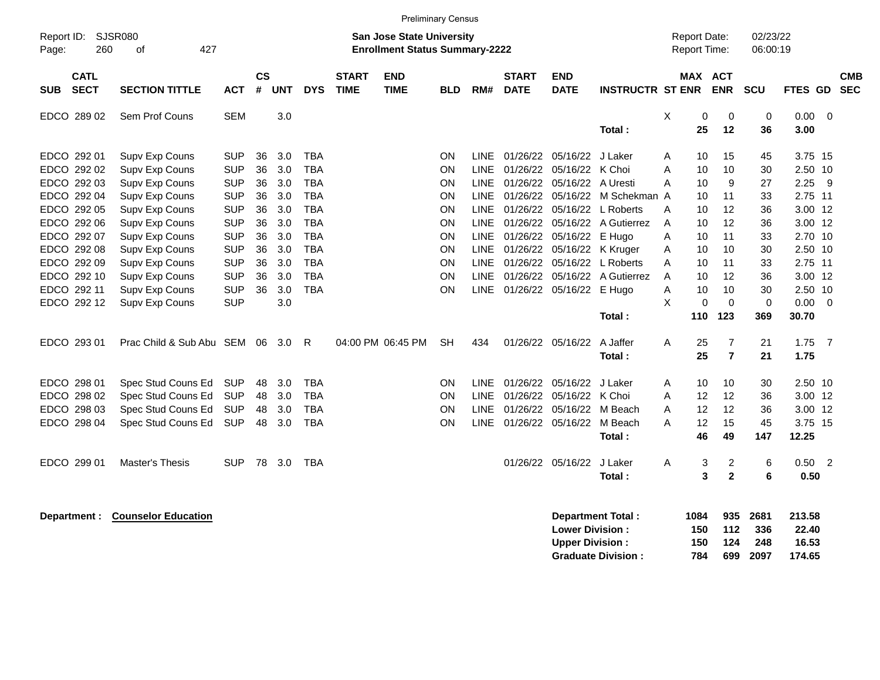Preliminary Census

Report ID: SJSR080

**San Jose State University**
**Enrollment Status Summary-2222**

Report Date: 02/23/22
Report Time: 06:00:19

| SUB | CATL SECT | SECTION TITTLE | ACT | CS # | UNT | DYS | START TIME | END TIME | BLD | RM# | START DATE | END DATE | INSTRUCTR | ST | MAX ENR | ACT ENR | SCU | FTES | GD | CMB SEC |
|---|---|---|---|---|---|---|---|---|---|---|---|---|---|---|---|---|---|---|---|---|
| EDCO | 289 02 | Sem Prof Couns | SEM | | 3.0 | | | | | | | | | X | 0 | 0 | 0 | 0.00 | 0 | |
| | | | | | | | | | | | | | **Total :** | | **25** | **12** | **36** | **3.00** | | |
| EDCO | 292 01 | Supv Exp Couns | SUP | 36 | 3.0 | TBA | | | ON | LINE | 01/26/22 | 05/16/22 | J Laker | A | 10 | 15 | 45 | 3.75 | 15 | |
| EDCO | 292 02 | Supv Exp Couns | SUP | 36 | 3.0 | TBA | | | ON | LINE | 01/26/22 | 05/16/22 | K Choi | A | 10 | 10 | 30 | 2.50 | 10 | |
| EDCO | 292 03 | Supv Exp Couns | SUP | 36 | 3.0 | TBA | | | ON | LINE | 01/26/22 | 05/16/22 | A Uresti | A | 10 | 9 | 27 | 2.25 | 9 | |
| EDCO | 292 04 | Supv Exp Couns | SUP | 36 | 3.0 | TBA | | | ON | LINE | 01/26/22 | 05/16/22 | M Schekman | A | 10 | 11 | 33 | 2.75 | 11 | |
| EDCO | 292 05 | Supv Exp Couns | SUP | 36 | 3.0 | TBA | | | ON | LINE | 01/26/22 | 05/16/22 | L Roberts | A | 10 | 12 | 36 | 3.00 | 12 | |
| EDCO | 292 06 | Supv Exp Couns | SUP | 36 | 3.0 | TBA | | | ON | LINE | 01/26/22 | 05/16/22 | A Gutierrez | A | 10 | 12 | 36 | 3.00 | 12 | |
| EDCO | 292 07 | Supv Exp Couns | SUP | 36 | 3.0 | TBA | | | ON | LINE | 01/26/22 | 05/16/22 | E Hugo | A | 10 | 11 | 33 | 2.70 | 10 | |
| EDCO | 292 08 | Supv Exp Couns | SUP | 36 | 3.0 | TBA | | | ON | LINE | 01/26/22 | 05/16/22 | K Kruger | A | 10 | 10 | 30 | 2.50 | 10 | |
| EDCO | 292 09 | Supv Exp Couns | SUP | 36 | 3.0 | TBA | | | ON | LINE | 01/26/22 | 05/16/22 | L Roberts | A | 10 | 11 | 33 | 2.75 | 11 | |
| EDCO | 292 10 | Supv Exp Couns | SUP | 36 | 3.0 | TBA | | | ON | LINE | 01/26/22 | 05/16/22 | A Gutierrez | A | 10 | 12 | 36 | 3.00 | 12 | |
| EDCO | 292 11 | Supv Exp Couns | SUP | 36 | 3.0 | TBA | | | ON | LINE | 01/26/22 | 05/16/22 | E Hugo | A | 10 | 10 | 30 | 2.50 | 10 | |
| EDCO | 292 12 | Supv Exp Couns | SUP | | 3.0 | | | | | | | | | X | 0 | 0 | 0 | 0.00 | 0 | |
| | | | | | | | | | | | | | **Total :** | | **110** | **123** | **369** | **30.70** | | |
| EDCO | 293 01 | Prac Child & Sub Abu | SEM | 06 | 3.0 | R | 04:00 PM | 06:45 PM | SH | 434 | 01/26/22 | 05/16/22 | A Jaffer | A | 25 | 7 | 21 | 1.75 | 7 | |
| | | | | | | | | | | | | | **Total :** | | **25** | **7** | **21** | **1.75** | | |
| EDCO | 298 01 | Spec Stud Couns Ed | SUP | 48 | 3.0 | TBA | | | ON | LINE | 01/26/22 | 05/16/22 | J Laker | A | 10 | 10 | 30 | 2.50 | 10 | |
| EDCO | 298 02 | Spec Stud Couns Ed | SUP | 48 | 3.0 | TBA | | | ON | LINE | 01/26/22 | 05/16/22 | K Choi | A | 12 | 12 | 36 | 3.00 | 12 | |
| EDCO | 298 03 | Spec Stud Couns Ed | SUP | 48 | 3.0 | TBA | | | ON | LINE | 01/26/22 | 05/16/22 | M Beach | A | 12 | 12 | 36 | 3.00 | 12 | |
| EDCO | 298 04 | Spec Stud Couns Ed | SUP | 48 | 3.0 | TBA | | | ON | LINE | 01/26/22 | 05/16/22 | M Beach | A | 12 | 15 | 45 | 3.75 | 15 | |
| | | | | | | | | | | | | | **Total :** | | **46** | **49** | **147** | **12.25** | | |
| EDCO | 299 01 | Master's Thesis | SUP | 78 | 3.0 | TBA | | | | | 01/26/22 | 05/16/22 | J Laker | A | 3 | 2 | 6 | 0.50 | 2 | |
| | | | | | | | | | | | | | **Total :** | | **3** | **2** | **6** | **0.50** | | |

**Department : Counselor Education**

| | MAX ENR | ACT ENR | SCU | FTES |
|---|---|---|---|---|
| **Department Total :** | **1084** | **935** | **2681** | **213.58** |
| **Lower Division :** | **150** | **112** | **336** | **22.40** |
| **Upper Division :** | **150** | **124** | **248** | **16.53** |
| **Graduate Division :** | **784** | **699** | **2097** | **174.65** |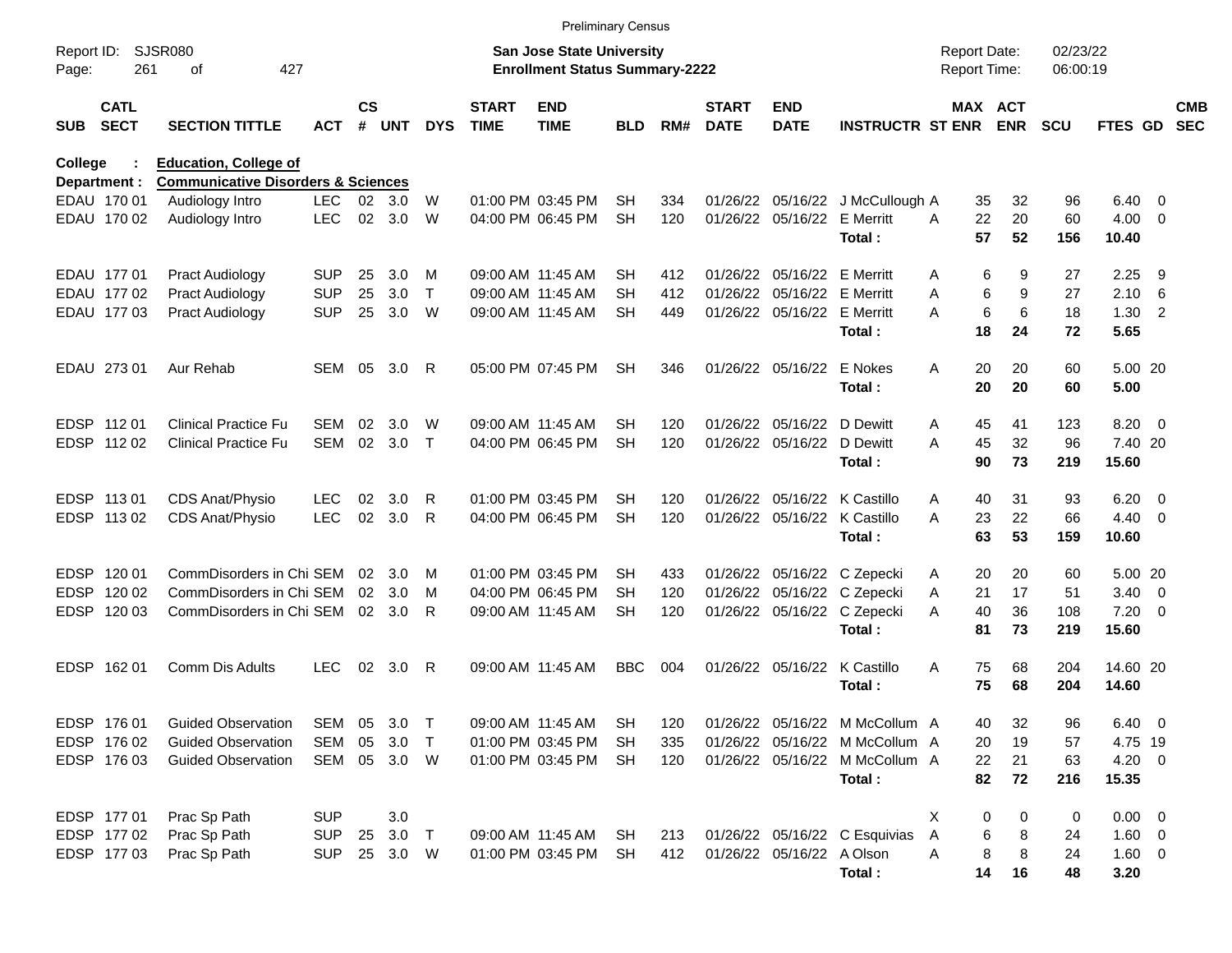Preliminary Census

Report ID: SJSR080
Page: 261 of 427

**San Jose State University**
**Enrollment Status Summary-2222**

Report Date: 02/23/22
Report Time: 06:00:19

**College : Education, College of**
**Department : Communicative Disorders & Sciences**

| SUB | CATL SECT | SECTION TITTLE | ACT | CS # | UNT | DYS | START TIME | END TIME | BLD | RM# | START DATE | END DATE | INSTRUCTR | ST | MAX ENR | ACT ENR | SCU | FTES | GD | CMB SEC |
|---|---|---|---|---|---|---|---|---|---|---|---|---|---|---|---|---|---|---|---|---|
| EDAU | 170 01 | Audiology Intro | LEC | 02 | 3.0 | W | 01:00 PM | 03:45 PM | SH | 334 | 01/26/22 | 05/16/22 | J McCullough | A | 35 | 32 | 96 | 6.40 | 0 | |
| EDAU | 170 02 | Audiology Intro | LEC | 02 | 3.0 | W | 04:00 PM | 06:45 PM | SH | 120 | 01/26/22 | 05/16/22 | E Merritt | A | 22 | 20 | 60 | 4.00 | 0 | |
| | | | | | | | | | | | | | **Total :** | | **57** | **52** | **156** | **10.40** | | |
| EDAU | 177 01 | Pract Audiology | SUP | 25 | 3.0 | M | 09:00 AM | 11:45 AM | SH | 412 | 01/26/22 | 05/16/22 | E Merritt | A | 6 | 9 | 27 | 2.25 | 9 | |
| EDAU | 177 02 | Pract Audiology | SUP | 25 | 3.0 | T | 09:00 AM | 11:45 AM | SH | 412 | 01/26/22 | 05/16/22 | E Merritt | A | 6 | 9 | 27 | 2.10 | 6 | |
| EDAU | 177 03 | Pract Audiology | SUP | 25 | 3.0 | W | 09:00 AM | 11:45 AM | SH | 449 | 01/26/22 | 05/16/22 | E Merritt | A | 6 | 6 | 18 | 1.30 | 2 | |
| | | | | | | | | | | | | | **Total :** | | **18** | **24** | **72** | **5.65** | | |
| EDAU | 273 01 | Aur Rehab | SEM | 05 | 3.0 | R | 05:00 PM | 07:45 PM | SH | 346 | 01/26/22 | 05/16/22 | E Nokes | A | 20 | 20 | 60 | 5.00 | 20 | |
| | | | | | | | | | | | | | **Total :** | | **20** | **20** | **60** | **5.00** | | |
| EDSP | 112 01 | Clinical Practice Fu | SEM | 02 | 3.0 | W | 09:00 AM | 11:45 AM | SH | 120 | 01/26/22 | 05/16/22 | D Dewitt | A | 45 | 41 | 123 | 8.20 | 0 | |
| EDSP | 112 02 | Clinical Practice Fu | SEM | 02 | 3.0 | T | 04:00 PM | 06:45 PM | SH | 120 | 01/26/22 | 05/16/22 | D Dewitt | A | 45 | 32 | 96 | 7.40 | 20 | |
| | | | | | | | | | | | | | **Total :** | | **90** | **73** | **219** | **15.60** | | |
| EDSP | 113 01 | CDS Anat/Physio | LEC | 02 | 3.0 | R | 01:00 PM | 03:45 PM | SH | 120 | 01/26/22 | 05/16/22 | K Castillo | A | 40 | 31 | 93 | 6.20 | 0 | |
| EDSP | 113 02 | CDS Anat/Physio | LEC | 02 | 3.0 | R | 04:00 PM | 06:45 PM | SH | 120 | 01/26/22 | 05/16/22 | K Castillo | A | 23 | 22 | 66 | 4.40 | 0 | |
| | | | | | | | | | | | | | **Total :** | | **63** | **53** | **159** | **10.60** | | |
| EDSP | 120 01 | CommDisorders in Chi | SEM | 02 | 3.0 | M | 01:00 PM | 03:45 PM | SH | 433 | 01/26/22 | 05/16/22 | C Zepecki | A | 20 | 20 | 60 | 5.00 | 20 | |
| EDSP | 120 02 | CommDisorders in Chi | SEM | 02 | 3.0 | M | 04:00 PM | 06:45 PM | SH | 120 | 01/26/22 | 05/16/22 | C Zepecki | A | 21 | 17 | 51 | 3.40 | 0 | |
| EDSP | 120 03 | CommDisorders in Chi | SEM | 02 | 3.0 | R | 09:00 AM | 11:45 AM | SH | 120 | 01/26/22 | 05/16/22 | C Zepecki | A | 40 | 36 | 108 | 7.20 | 0 | |
| | | | | | | | | | | | | | **Total :** | | **81** | **73** | **219** | **15.60** | | |
| EDSP | 162 01 | Comm Dis Adults | LEC | 02 | 3.0 | R | 09:00 AM | 11:45 AM | BBC | 004 | 01/26/22 | 05/16/22 | K Castillo | A | 75 | 68 | 204 | 14.60 | 20 | |
| | | | | | | | | | | | | | **Total :** | | **75** | **68** | **204** | **14.60** | | |
| EDSP | 176 01 | Guided Observation | SEM | 05 | 3.0 | T | 09:00 AM | 11:45 AM | SH | 120 | 01/26/22 | 05/16/22 | M McCollum | A | 40 | 32 | 96 | 6.40 | 0 | |
| EDSP | 176 02 | Guided Observation | SEM | 05 | 3.0 | T | 01:00 PM | 03:45 PM | SH | 335 | 01/26/22 | 05/16/22 | M McCollum | A | 20 | 19 | 57 | 4.75 | 19 | |
| EDSP | 176 03 | Guided Observation | SEM | 05 | 3.0 | W | 01:00 PM | 03:45 PM | SH | 120 | 01/26/22 | 05/16/22 | M McCollum | A | 22 | 21 | 63 | 4.20 | 0 | |
| | | | | | | | | | | | | | **Total :** | | **82** | **72** | **216** | **15.35** | | |
| EDSP | 177 01 | Prac Sp Path | SUP | | 3.0 | | | | | | | | | X | 0 | 0 | 0 | 0.00 | 0 | |
| EDSP | 177 02 | Prac Sp Path | SUP | 25 | 3.0 | T | 09:00 AM | 11:45 AM | SH | 213 | 01/26/22 | 05/16/22 | C Esquivias | A | 6 | 8 | 24 | 1.60 | 0 | |
| EDSP | 177 03 | Prac Sp Path | SUP | 25 | 3.0 | W | 01:00 PM | 03:45 PM | SH | 412 | 01/26/22 | 05/16/22 | A Olson | A | 8 | 8 | 24 | 1.60 | 0 | |
| | | | | | | | | | | | | | **Total :** | | **14** | **16** | **48** | **3.20** | | |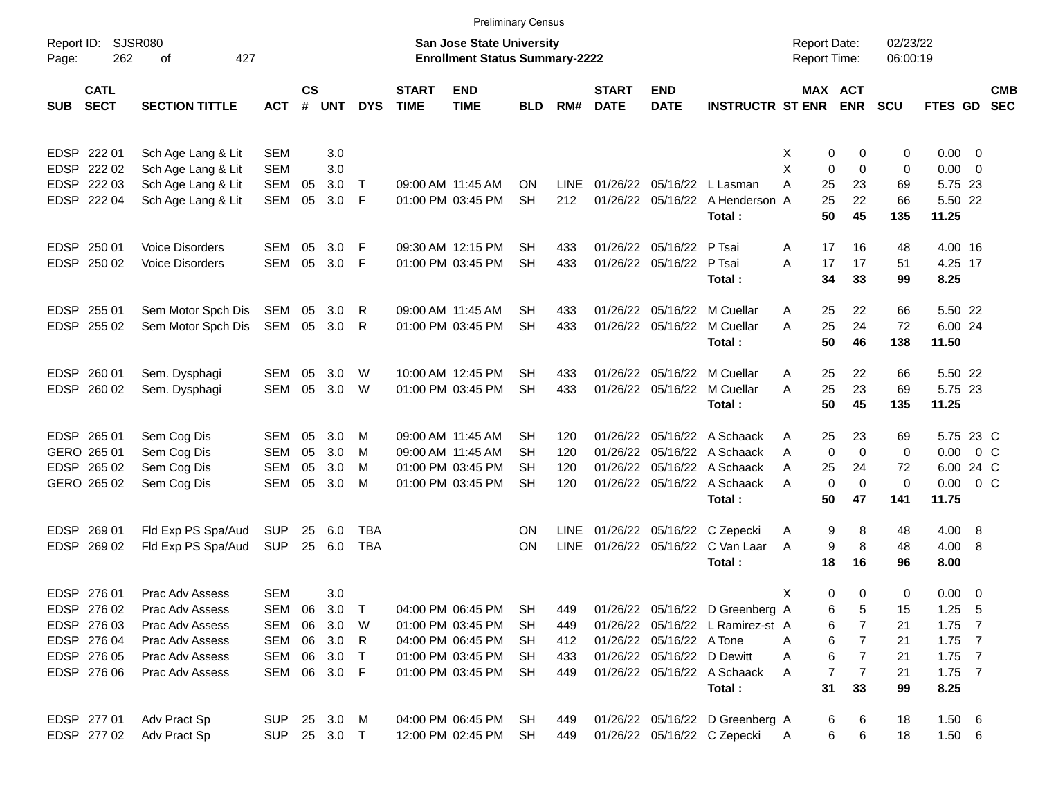Preliminary Census

Report ID: SJSR080
Page: 262 of 427

**San Jose State University**
**Enrollment Status Summary-2222**

Report Date: 02/23/22
Report Time: 06:00:19

| SUB | CATL SECT | SECTION TITTLE | ACT | CS # | UNT | DYS | START TIME | END TIME | BLD | RM# | START DATE | END DATE | INSTRUCTR | ST | MAX ENR | ACT ENR | SCU | FTES | GD | CMB SEC |
|---|---|---|---|---|---|---|---|---|---|---|---|---|---|---|---|---|---|---|---|---|
| EDSP | 222 01 | Sch Age Lang & Lit | SEM | | 3.0 | | | | | | | | | X | 0 | 0 | 0 | 0.00 | 0 | |
| EDSP | 222 02 | Sch Age Lang & Lit | SEM | | 3.0 | | | | | | | | | X | 0 | 0 | 0 | 0.00 | 0 | |
| EDSP | 222 03 | Sch Age Lang & Lit | SEM | 05 | 3.0 | T | 09:00 AM | 11:45 AM | ON | LINE | 01/26/22 | 05/16/22 | L Lasman | A | 25 | 23 | 69 | 5.75 | 23 | |
| EDSP | 222 04 | Sch Age Lang & Lit | SEM | 05 | 3.0 | F | 01:00 PM | 03:45 PM | SH | 212 | 01/26/22 | 05/16/22 | A Henderson | A | 25 | 22 | 66 | 5.50 | 22 | |
| | | | | | | | | | | | | | **Total :** | | **50** | **45** | **135** | **11.25** | | |
| EDSP | 250 01 | Voice Disorders | SEM | 05 | 3.0 | F | 09:30 AM | 12:15 PM | SH | 433 | 01/26/22 | 05/16/22 | P Tsai | A | 17 | 16 | 48 | 4.00 | 16 | |
| EDSP | 250 02 | Voice Disorders | SEM | 05 | 3.0 | F | 01:00 PM | 03:45 PM | SH | 433 | 01/26/22 | 05/16/22 | P Tsai | A | 17 | 17 | 51 | 4.25 | 17 | |
| | | | | | | | | | | | | | **Total :** | | **34** | **33** | **99** | **8.25** | | |
| EDSP | 255 01 | Sem Motor Spch Dis | SEM | 05 | 3.0 | R | 09:00 AM | 11:45 AM | SH | 433 | 01/26/22 | 05/16/22 | M Cuellar | A | 25 | 22 | 66 | 5.50 | 22 | |
| EDSP | 255 02 | Sem Motor Spch Dis | SEM | 05 | 3.0 | R | 01:00 PM | 03:45 PM | SH | 433 | 01/26/22 | 05/16/22 | M Cuellar | A | 25 | 24 | 72 | 6.00 | 24 | |
| | | | | | | | | | | | | | **Total :** | | **50** | **46** | **138** | **11.50** | | |
| EDSP | 260 01 | Sem. Dysphagi | SEM | 05 | 3.0 | W | 10:00 AM | 12:45 PM | SH | 433 | 01/26/22 | 05/16/22 | M Cuellar | A | 25 | 22 | 66 | 5.50 | 22 | |
| EDSP | 260 02 | Sem. Dysphagi | SEM | 05 | 3.0 | W | 01:00 PM | 03:45 PM | SH | 433 | 01/26/22 | 05/16/22 | M Cuellar | A | 25 | 23 | 69 | 5.75 | 23 | |
| | | | | | | | | | | | | | **Total :** | | **50** | **45** | **135** | **11.25** | | |
| EDSP | 265 01 | Sem Cog Dis | SEM | 05 | 3.0 | M | 09:00 AM | 11:45 AM | SH | 120 | 01/26/22 | 05/16/22 | A Schaack | A | 25 | 23 | 69 | 5.75 | 23 | C |
| GERO | 265 01 | Sem Cog Dis | SEM | 05 | 3.0 | M | 09:00 AM | 11:45 AM | SH | 120 | 01/26/22 | 05/16/22 | A Schaack | A | 0 | 0 | 0 | 0.00 | 0 | C |
| EDSP | 265 02 | Sem Cog Dis | SEM | 05 | 3.0 | M | 01:00 PM | 03:45 PM | SH | 120 | 01/26/22 | 05/16/22 | A Schaack | A | 25 | 24 | 72 | 6.00 | 24 | C |
| GERO | 265 02 | Sem Cog Dis | SEM | 05 | 3.0 | M | 01:00 PM | 03:45 PM | SH | 120 | 01/26/22 | 05/16/22 | A Schaack | A | 0 | 0 | 0 | 0.00 | 0 | C |
| | | | | | | | | | | | | | **Total :** | | **50** | **47** | **141** | **11.75** | | |
| EDSP | 269 01 | Fld Exp PS Spa/Aud | SUP | 25 | 6.0 | TBA | | | ON | LINE | 01/26/22 | 05/16/22 | C Zepecki | A | 9 | 8 | 48 | 4.00 | 8 | |
| EDSP | 269 02 | Fld Exp PS Spa/Aud | SUP | 25 | 6.0 | TBA | | | ON | LINE | 01/26/22 | 05/16/22 | C Van Laar | A | 9 | 8 | 48 | 4.00 | 8 | |
| | | | | | | | | | | | | | **Total :** | | **18** | **16** | **96** | **8.00** | | |
| EDSP | 276 01 | Prac Adv Assess | SEM | | 3.0 | | | | | | | | | X | 0 | 0 | 0 | 0.00 | 0 | |
| EDSP | 276 02 | Prac Adv Assess | SEM | 06 | 3.0 | T | 04:00 PM | 06:45 PM | SH | 449 | 01/26/22 | 05/16/22 | D Greenberg | A | 6 | 5 | 15 | 1.25 | 5 | |
| EDSP | 276 03 | Prac Adv Assess | SEM | 06 | 3.0 | W | 01:00 PM | 03:45 PM | SH | 449 | 01/26/22 | 05/16/22 | L Ramirez-st | A | 6 | 7 | 21 | 1.75 | 7 | |
| EDSP | 276 04 | Prac Adv Assess | SEM | 06 | 3.0 | R | 04:00 PM | 06:45 PM | SH | 412 | 01/26/22 | 05/16/22 | A Tone | A | 6 | 7 | 21 | 1.75 | 7 | |
| EDSP | 276 05 | Prac Adv Assess | SEM | 06 | 3.0 | T | 01:00 PM | 03:45 PM | SH | 433 | 01/26/22 | 05/16/22 | D Dewitt | A | 6 | 7 | 21 | 1.75 | 7 | |
| EDSP | 276 06 | Prac Adv Assess | SEM | 06 | 3.0 | F | 01:00 PM | 03:45 PM | SH | 449 | 01/26/22 | 05/16/22 | A Schaack | A | 7 | 7 | 21 | 1.75 | 7 | |
| | | | | | | | | | | | | | **Total :** | | **31** | **33** | **99** | **8.25** | | |
| EDSP | 277 01 | Adv Pract Sp | SUP | 25 | 3.0 | M | 04:00 PM | 06:45 PM | SH | 449 | 01/26/22 | 05/16/22 | D Greenberg | A | 6 | 6 | 18 | 1.50 | 6 | |
| EDSP | 277 02 | Adv Pract Sp | SUP | 25 | 3.0 | T | 12:00 PM | 02:45 PM | SH | 449 | 01/26/22 | 05/16/22 | C Zepecki | A | 6 | 6 | 18 | 1.50 | 6 | |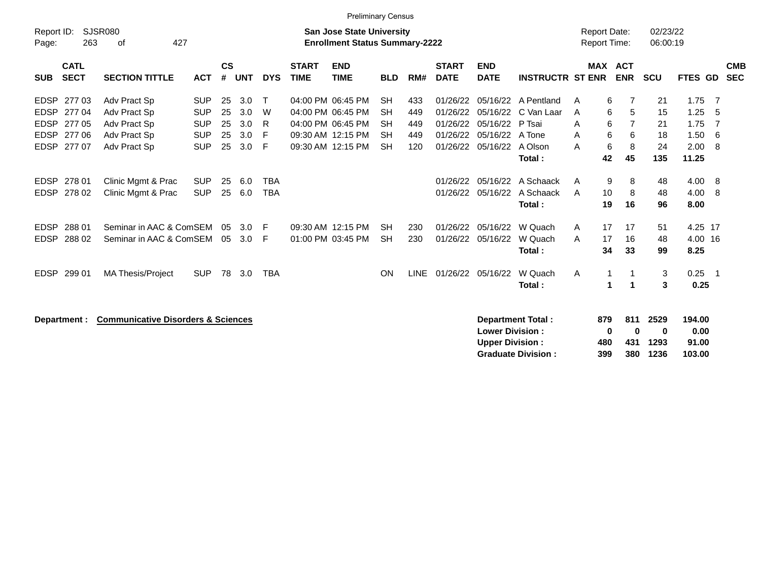Preliminary Census

Report ID: SJSR080
Page: 263 of 427

**San Jose State University**
**Enrollment Status Summary-2222**

Report Date: 02/23/22
Report Time: 06:00:19

| SUB | CATL SECT | SECTION TITTLE | ACT | CS # | UNT | DYS | START TIME | END TIME | BLD | RM# | START DATE | END DATE | INSTRUCTR | ST | MAX ENR | ACT ENR | SCU | FTES | GD | CMB SEC |
|---|---|---|---|---|---|---|---|---|---|---|---|---|---|---|---|---|---|---|---|---|
| EDSP | 277 03 | Adv Pract Sp | SUP | 25 | 3.0 | T | 04:00 PM | 06:45 PM | SH | 433 | 01/26/22 | 05/16/22 | A Pentland | A | 6 | 7 | 21 | 1.75 | 7 | |
| EDSP | 277 04 | Adv Pract Sp | SUP | 25 | 3.0 | W | 04:00 PM | 06:45 PM | SH | 449 | 01/26/22 | 05/16/22 | C Van Laar | A | 6 | 5 | 15 | 1.25 | 5 | |
| EDSP | 277 05 | Adv Pract Sp | SUP | 25 | 3.0 | R | 04:00 PM | 06:45 PM | SH | 449 | 01/26/22 | 05/16/22 | P Tsai | A | 6 | 7 | 21 | 1.75 | 7 | |
| EDSP | 277 06 | Adv Pract Sp | SUP | 25 | 3.0 | F | 09:30 AM | 12:15 PM | SH | 449 | 01/26/22 | 05/16/22 | A Tone | A | 6 | 6 | 18 | 1.50 | 6 | |
| EDSP | 277 07 | Adv Pract Sp | SUP | 25 | 3.0 | F | 09:30 AM | 12:15 PM | SH | 120 | 01/26/22 | 05/16/22 | A Olson | A | 6 | 8 | 24 | 2.00 | 8 | |
| | | | | | | | | | | | | | **Total :** | | **42** | **45** | **135** | **11.25** | | |
| EDSP | 278 01 | Clinic Mgmt & Prac | SUP | 25 | 6.0 | TBA | | | | | 01/26/22 | 05/16/22 | A Schaack | A | 9 | 8 | 48 | 4.00 | 8 | |
| EDSP | 278 02 | Clinic Mgmt & Prac | SUP | 25 | 6.0 | TBA | | | | | 01/26/22 | 05/16/22 | A Schaack | A | 10 | 8 | 48 | 4.00 | 8 | |
| | | | | | | | | | | | | | **Total :** | | **19** | **16** | **96** | **8.00** | | |
| EDSP | 288 01 | Seminar in AAC & Com | SEM | 05 | 3.0 | F | 09:30 AM | 12:15 PM | SH | 230 | 01/26/22 | 05/16/22 | W Quach | A | 17 | 17 | 51 | 4.25 | 17 | |
| EDSP | 288 02 | Seminar in AAC & Com | SEM | 05 | 3.0 | F | 01:00 PM | 03:45 PM | SH | 230 | 01/26/22 | 05/16/22 | W Quach | A | 17 | 16 | 48 | 4.00 | 16 | |
| | | | | | | | | | | | | | **Total :** | | **34** | **33** | **99** | **8.25** | | |
| EDSP | 299 01 | MA Thesis/Project | SUP | 78 | 3.0 | TBA | | | ON | LINE | 01/26/22 | 05/16/22 | W Quach | A | 1 | 1 | 3 | 0.25 | 1 | |
| | | | | | | | | | | | | | **Total :** | | **1** | **1** | **3** | **0.25** | | |

**Department :** **Communicative Disorders & Sciences**

| | MAX ENR | ACT ENR | SCU | FTES |
|---|---|---|---|---|
| **Department Total :** | **879** | **811** | **2529** | **194.00** |
| **Lower Division :** | **0** | **0** | **0** | **0.00** |
| **Upper Division :** | **480** | **431** | **1293** | **91.00** |
| **Graduate Division :** | **399** | **380** | **1236** | **103.00** |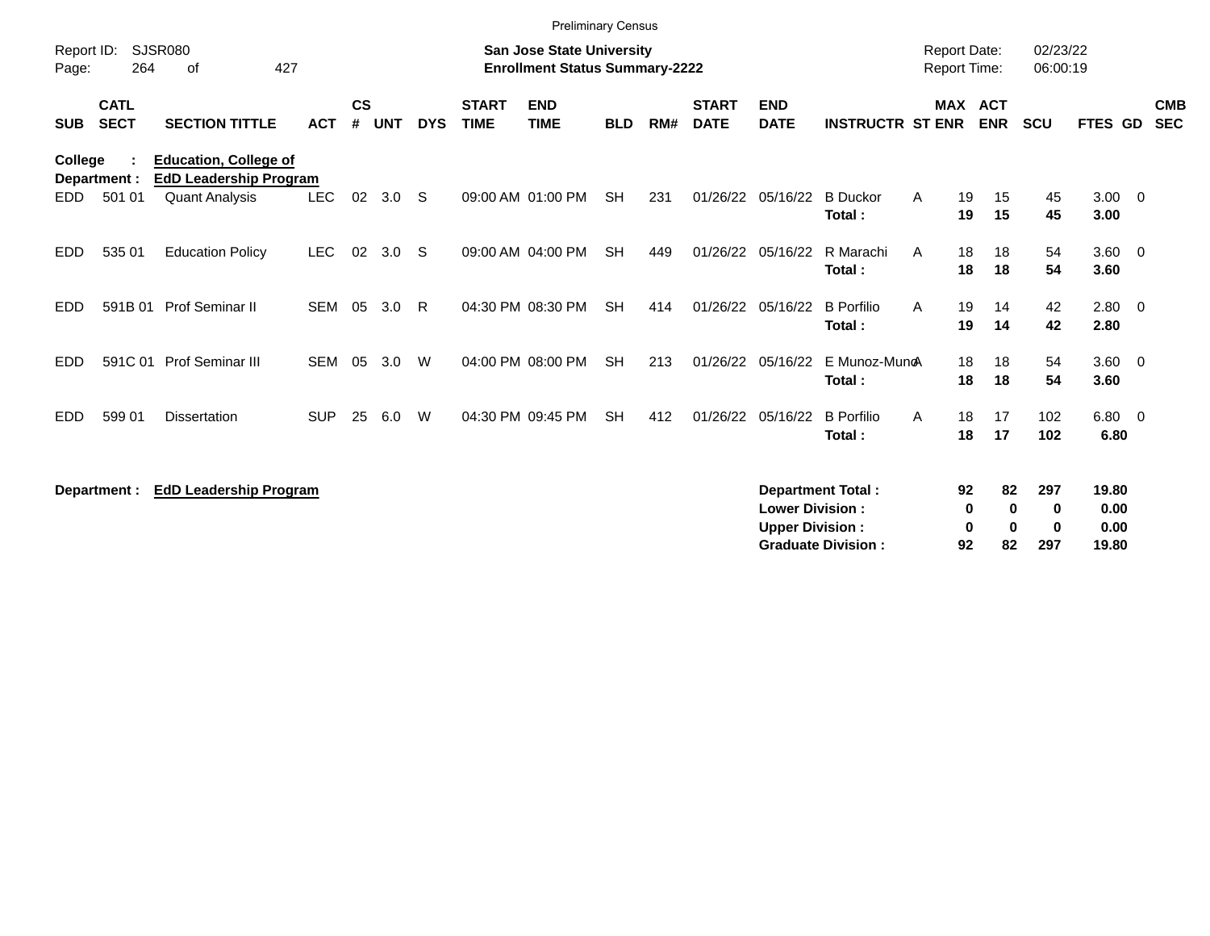Preliminary Census

Report ID: SJSR080
Page: 264 of 427

**San Jose State University**
**Enrollment Status Summary-2222**

Report Date: 02/23/22
Report Time: 06:00:19

| SUB | CATL SECT | SECTION TITTLE | ACT | CS # | UNT | DYS | START TIME | END TIME | BLD | RM# | START DATE | END DATE | INSTRUCTR | ST | MAX ENR | ACT ENR | SCU | FTES | GD | CMB SEC |
|---|---|---|---|---|---|---|---|---|---|---|---|---|---|---|---|---|---|---|---|---|
| **College :** | | **Education, College of** | | | | | | | | | | | | | | | | | | |
| **Department :** | | **EdD Leadership Program** | | | | | | | | | | | | | | | | | | |
| EDD | 501 01 | Quant Analysis | LEC | 02 | 3.0 | S | 09:00 AM | 01:00 PM | SH | 231 | 01/26/22 | 05/16/22 | B Duckor | A | 19 | 15 | 45 | 3.00 | 0 | |
| | | | | | | | | | | | | | **Total :** | | **19** | **15** | **45** | **3.00** | | |
| EDD | 535 01 | Education Policy | LEC | 02 | 3.0 | S | 09:00 AM | 04:00 PM | SH | 449 | 01/26/22 | 05/16/22 | R Marachi | A | 18 | 18 | 54 | 3.60 | 0 | |
| | | | | | | | | | | | | | **Total :** | | **18** | **18** | **54** | **3.60** | | |
| EDD | 591B 01 | Prof Seminar II | SEM | 05 | 3.0 | R | 04:30 PM | 08:30 PM | SH | 414 | 01/26/22 | 05/16/22 | B Porfilio | A | 19 | 14 | 42 | 2.80 | 0 | |
| | | | | | | | | | | | | | **Total :** | | **19** | **14** | **42** | **2.80** | | |
| EDD | 591C 01 | Prof Seminar III | SEM | 05 | 3.0 | W | 04:00 PM | 08:00 PM | SH | 213 | 01/26/22 | 05/16/22 | E Munoz-Muno | A | 18 | 18 | 54 | 3.60 | 0 | |
| | | | | | | | | | | | | | **Total :** | | **18** | **18** | **54** | **3.60** | | |
| EDD | 599 01 | Dissertation | SUP | 25 | 6.0 | W | 04:30 PM | 09:45 PM | SH | 412 | 01/26/22 | 05/16/22 | B Porfilio | A | 18 | 17 | 102 | 6.80 | 0 | |
| | | | | | | | | | | | | | **Total :** | | **18** | **17** | **102** | **6.80** | | |

**Department : EdD Leadership Program**

| | MAX ENR | ACT ENR | SCU | FTES |
|---|---|---|---|---|
| **Department Total :** | **92** | **82** | **297** | **19.80** |
| **Lower Division :** | **0** | **0** | **0** | **0.00** |
| **Upper Division :** | **0** | **0** | **0** | **0.00** |
| **Graduate Division :** | **92** | **82** | **297** | **19.80** |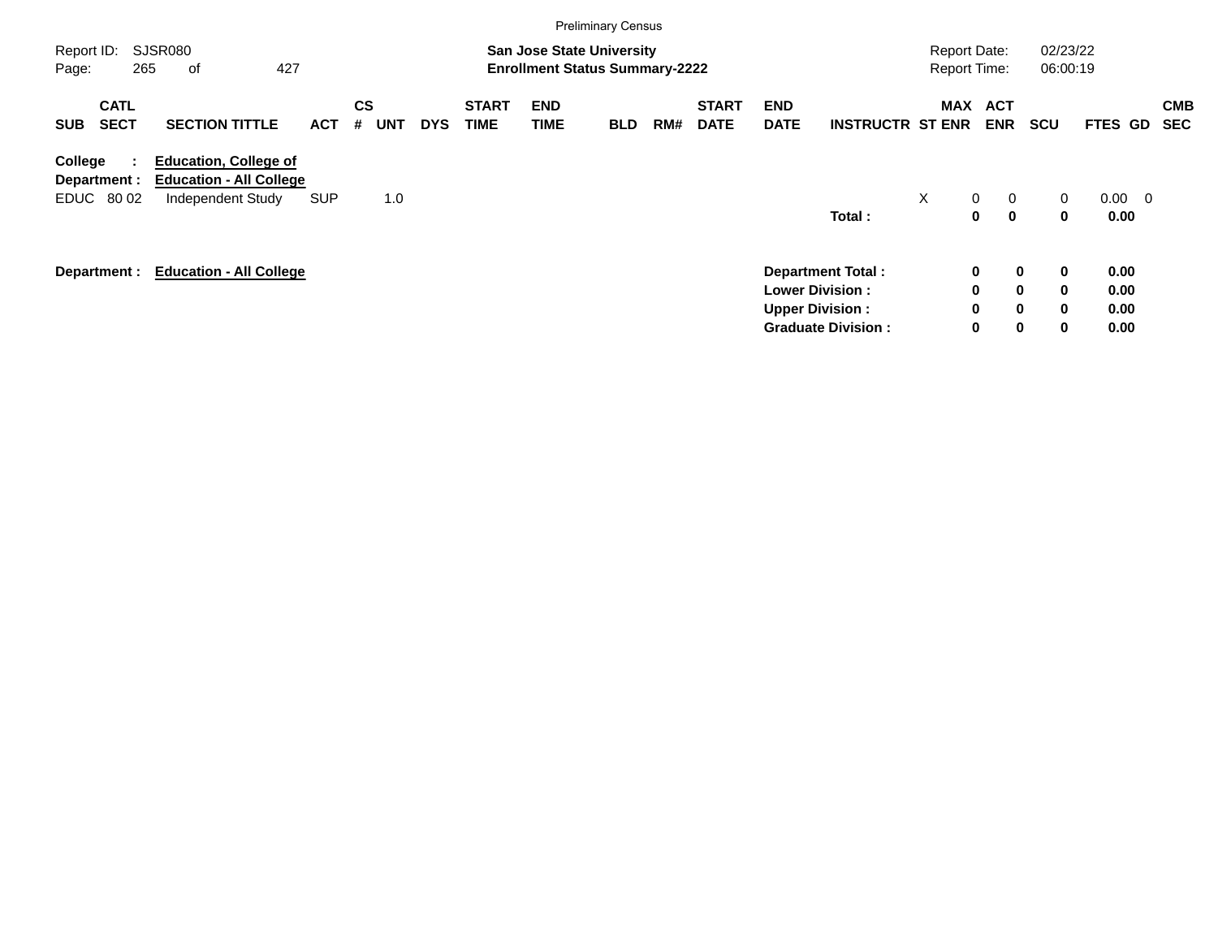Preliminary Census

Report ID: SJSR080
San Jose State University
Enrollment Status Summary-2222
Report Date: 02/23/22
Report Time: 06:00:19

| SUB | CATL SECT | SECTION TITTLE | ACT | CS # | UNT | DYS | START TIME | END TIME | BLD | RM# | START DATE | END DATE | INSTRUCTR | ST | MAX ENR | ACT ENR | SCU | FTES | GD | CMB SEC |
|---|---|---|---|---|---|---|---|---|---|---|---|---|---|---|---|---|---|---|---|---|
| **College :** | | **Education, College of** | | | | | | | | | | | | | | | | | | |
| **Department :** | | **Education - All College** | | | | | | | | | | | | | | | | | | |
| EDUC | 80 02 | Independent Study | SUP | | 1.0 | | | | | | | | | X | 0 | 0 | 0 | 0.00 | 0 | |
| | | | | | | | | | | | | | **Total :** | | **0** | **0** | **0** | **0.00** | | |

**Department :** **Education - All College**

| | MAX ENR | ACT ENR | SCU | FTES |
|---|---|---|---|---|
| **Department Total :** | **0** | **0** | **0** | **0.00** |
| **Lower Division :** | **0** | **0** | **0** | **0.00** |
| **Upper Division :** | **0** | **0** | **0** | **0.00** |
| **Graduate Division :** | **0** | **0** | **0** | **0.00** |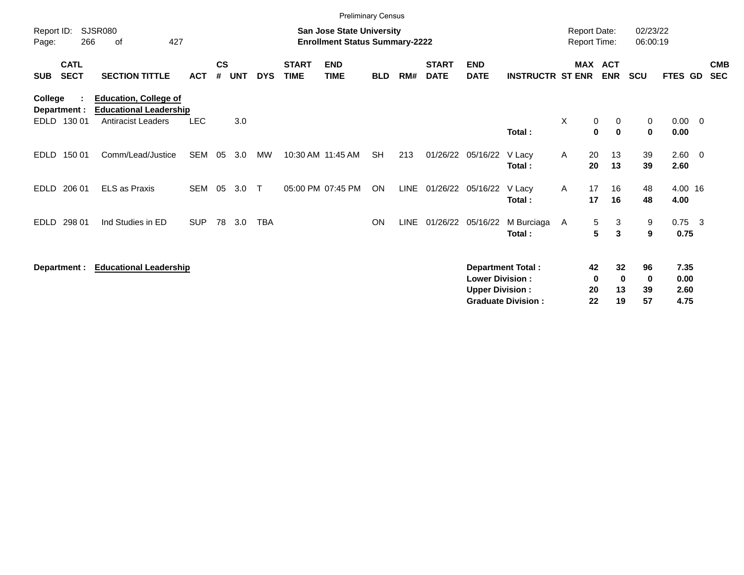Preliminary Census

Report ID: SJSR080
Page: 266 of 427

**San Jose State University**
**Enrollment Status Summary-2222**

Report Date: 02/23/22
Report Time: 06:00:19

**College : Education, College of**
**Department : Educational Leadership**

| SUB | CATL SECT | SECTION TITTLE | ACT | CS # | UNT | DYS | START TIME | END TIME | BLD | RM# | START DATE | END DATE | INSTRUCTR | ST | MAX ENR | ACT ENR | SCU | FTES | GD | CMB SEC |
|---|---|---|---|---|---|---|---|---|---|---|---|---|---|---|---|---|---|---|---|---|
| EDLD | 130 01 | Antiracist Leaders | LEC | | 3.0 | | | | | | | | | X | 0 | 0 | 0 | 0.00 | 0 | |
| | | | | | | | | | | | | | **Total :** | | **0** | **0** | **0** | **0.00** | | |
| EDLD | 150 01 | Comm/Lead/Justice | SEM | 05 | 3.0 | MW | 10:30 AM | 11:45 AM | SH | 213 | 01/26/22 | 05/16/22 | V Lacy | A | 20 | 13 | 39 | 2.60 | 0 | |
| | | | | | | | | | | | | | **Total :** | | **20** | **13** | **39** | **2.60** | | |
| EDLD | 206 01 | ELS as Praxis | SEM | 05 | 3.0 | T | 05:00 PM | 07:45 PM | ON | LINE | 01/26/22 | 05/16/22 | V Lacy | A | 17 | 16 | 48 | 4.00 | 16 | |
| | | | | | | | | | | | | | **Total :** | | **17** | **16** | **48** | **4.00** | | |
| EDLD | 298 01 | Ind Studies in ED | SUP | 78 | 3.0 | TBA | | | ON | LINE | 01/26/22 | 05/16/22 | M Burciaga | A | 5 | 3 | 9 | 0.75 | 3 | |
| | | | | | | | | | | | | | **Total :** | | **5** | **3** | **9** | **0.75** | | |

**Department : Educational Leadership**

| | MAX ENR | ACT ENR | SCU | FTES |
|---|---|---|---|---|
| **Department Total :** | **42** | **32** | **96** | **7.35** |
| **Lower Division :** | **0** | **0** | **0** | **0.00** |
| **Upper Division :** | **20** | **13** | **39** | **2.60** |
| **Graduate Division :** | **22** | **19** | **57** | **4.75** |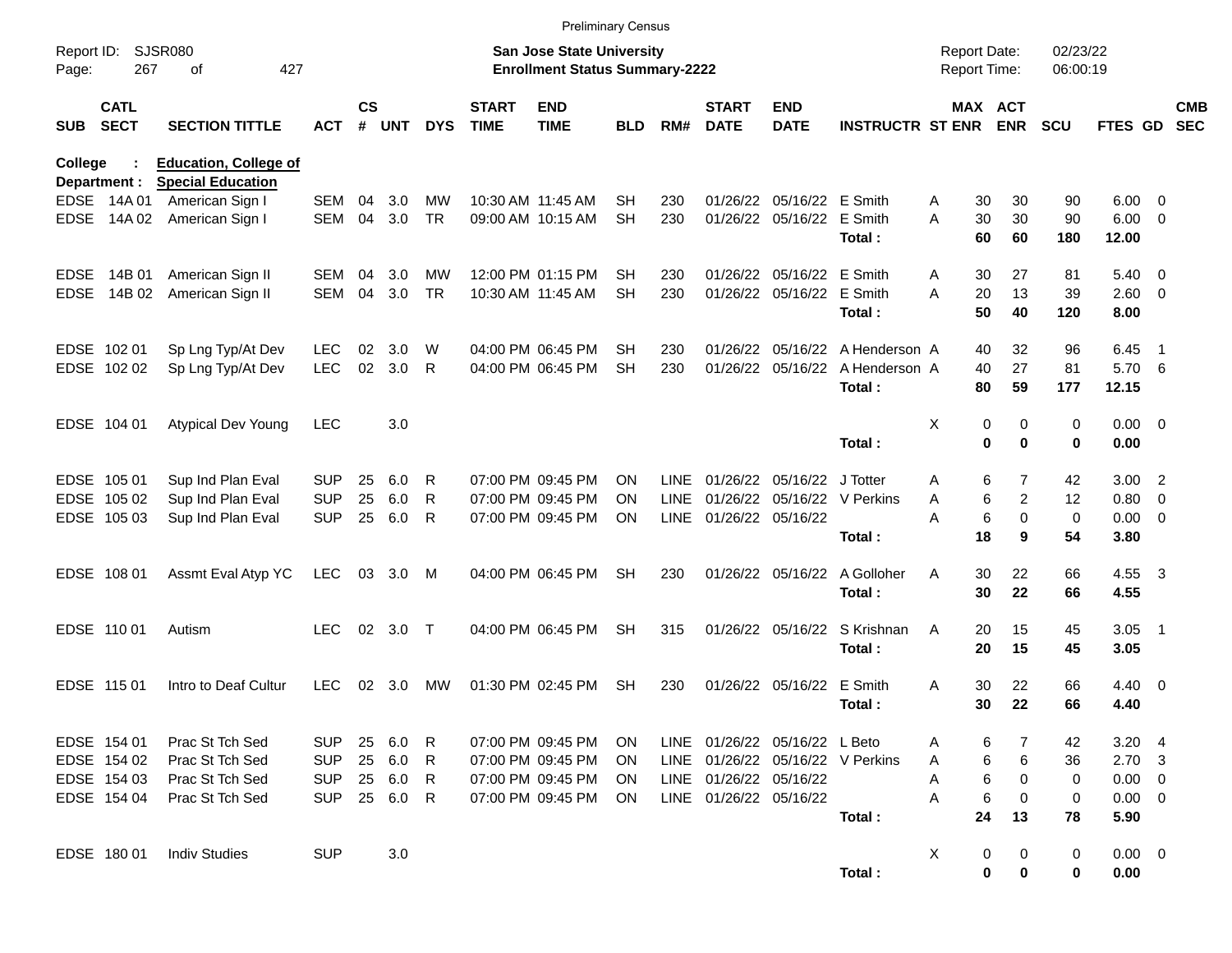Preliminary Census

Report ID: SJSR080
Page: 267 of 427

**San Jose State University**
**Enrollment Status Summary-2222**

Report Date: 02/23/22
Report Time: 06:00:19

**College : Education, College of**
**Department : Special Education**

| SUB | CATL SECT | SECTION TITTLE | ACT | CS # | UNT | DYS | START TIME | END TIME | BLD | RM# | START DATE | END DATE | INSTRUCTR | ST | MAX ENR | ACT ENR | SCU | FTES | GD | CMB SEC |
|---|---|---|---|---|---|---|---|---|---|---|---|---|---|---|---|---|---|---|---|---|
| EDSE | 14A 01 | American Sign I | SEM | 04 | 3.0 | MW | 10:30 AM | 11:45 AM | SH | 230 | 01/26/22 | 05/16/22 | E Smith | A | 30 | 30 | 90 | 6.00 | 0 | |
| EDSE | 14A 02 | American Sign I | SEM | 04 | 3.0 | TR | 09:00 AM | 10:15 AM | SH | 230 | 01/26/22 | 05/16/22 | E Smith | A | 30 | 30 | 90 | 6.00 | 0 | |
| | | | | | | | | | | | | | **Total :** | | **60** | **60** | **180** | **12.00** | | |
| EDSE | 14B 01 | American Sign II | SEM | 04 | 3.0 | MW | 12:00 PM | 01:15 PM | SH | 230 | 01/26/22 | 05/16/22 | E Smith | A | 30 | 27 | 81 | 5.40 | 0 | |
| EDSE | 14B 02 | American Sign II | SEM | 04 | 3.0 | TR | 10:30 AM | 11:45 AM | SH | 230 | 01/26/22 | 05/16/22 | E Smith | A | 20 | 13 | 39 | 2.60 | 0 | |
| | | | | | | | | | | | | | **Total :** | | **50** | **40** | **120** | **8.00** | | |
| EDSE | 102 01 | Sp Lng Typ/At Dev | LEC | 02 | 3.0 | W | 04:00 PM | 06:45 PM | SH | 230 | 01/26/22 | 05/16/22 | A Henderson | A | 40 | 32 | 96 | 6.45 | 1 | |
| EDSE | 102 02 | Sp Lng Typ/At Dev | LEC | 02 | 3.0 | R | 04:00 PM | 06:45 PM | SH | 230 | 01/26/22 | 05/16/22 | A Henderson | A | 40 | 27 | 81 | 5.70 | 6 | |
| | | | | | | | | | | | | | **Total :** | | **80** | **59** | **177** | **12.15** | | |
| EDSE | 104 01 | Atypical Dev Young | LEC | | 3.0 | | | | | | | | | X | 0 | 0 | 0 | 0.00 | 0 | |
| | | | | | | | | | | | | | **Total :** | | **0** | **0** | **0** | **0.00** | | |
| EDSE | 105 01 | Sup Ind Plan Eval | SUP | 25 | 6.0 | R | 07:00 PM | 09:45 PM | ON | LINE | 01/26/22 | 05/16/22 | J Totter | A | 6 | 7 | 42 | 3.00 | 2 | |
| EDSE | 105 02 | Sup Ind Plan Eval | SUP | 25 | 6.0 | R | 07:00 PM | 09:45 PM | ON | LINE | 01/26/22 | 05/16/22 | V Perkins | A | 6 | 2 | 12 | 0.80 | 0 | |
| EDSE | 105 03 | Sup Ind Plan Eval | SUP | 25 | 6.0 | R | 07:00 PM | 09:45 PM | ON | LINE | 01/26/22 | 05/16/22 | | A | 6 | 0 | 0 | 0.00 | 0 | |
| | | | | | | | | | | | | | **Total :** | | **18** | **9** | **54** | **3.80** | | |
| EDSE | 108 01 | Assmt Eval Atyp YC | LEC | 03 | 3.0 | M | 04:00 PM | 06:45 PM | SH | 230 | 01/26/22 | 05/16/22 | A Golloher | A | 30 | 22 | 66 | 4.55 | 3 | |
| | | | | | | | | | | | | | **Total :** | | **30** | **22** | **66** | **4.55** | | |
| EDSE | 110 01 | Autism | LEC | 02 | 3.0 | T | 04:00 PM | 06:45 PM | SH | 315 | 01/26/22 | 05/16/22 | S Krishnan | A | 20 | 15 | 45 | 3.05 | 1 | |
| | | | | | | | | | | | | | **Total :** | | **20** | **15** | **45** | **3.05** | | |
| EDSE | 115 01 | Intro to Deaf Cultur | LEC | 02 | 3.0 | MW | 01:30 PM | 02:45 PM | SH | 230 | 01/26/22 | 05/16/22 | E Smith | A | 30 | 22 | 66 | 4.40 | 0 | |
| | | | | | | | | | | | | | **Total :** | | **30** | **22** | **66** | **4.40** | | |
| EDSE | 154 01 | Prac St Tch Sed | SUP | 25 | 6.0 | R | 07:00 PM | 09:45 PM | ON | LINE | 01/26/22 | 05/16/22 | L Beto | A | 6 | 7 | 42 | 3.20 | 4 | |
| EDSE | 154 02 | Prac St Tch Sed | SUP | 25 | 6.0 | R | 07:00 PM | 09:45 PM | ON | LINE | 01/26/22 | 05/16/22 | V Perkins | A | 6 | 6 | 36 | 2.70 | 3 | |
| EDSE | 154 03 | Prac St Tch Sed | SUP | 25 | 6.0 | R | 07:00 PM | 09:45 PM | ON | LINE | 01/26/22 | 05/16/22 | | A | 6 | 0 | 0 | 0.00 | 0 | |
| EDSE | 154 04 | Prac St Tch Sed | SUP | 25 | 6.0 | R | 07:00 PM | 09:45 PM | ON | LINE | 01/26/22 | 05/16/22 | | A | 6 | 0 | 0 | 0.00 | 0 | |
| | | | | | | | | | | | | | **Total :** | | **24** | **13** | **78** | **5.90** | | |
| EDSE | 180 01 | Indiv Studies | SUP | | 3.0 | | | | | | | | | X | 0 | 0 | 0 | 0.00 | 0 | |
| | | | | | | | | | | | | | **Total :** | | **0** | **0** | **0** | **0.00** | | |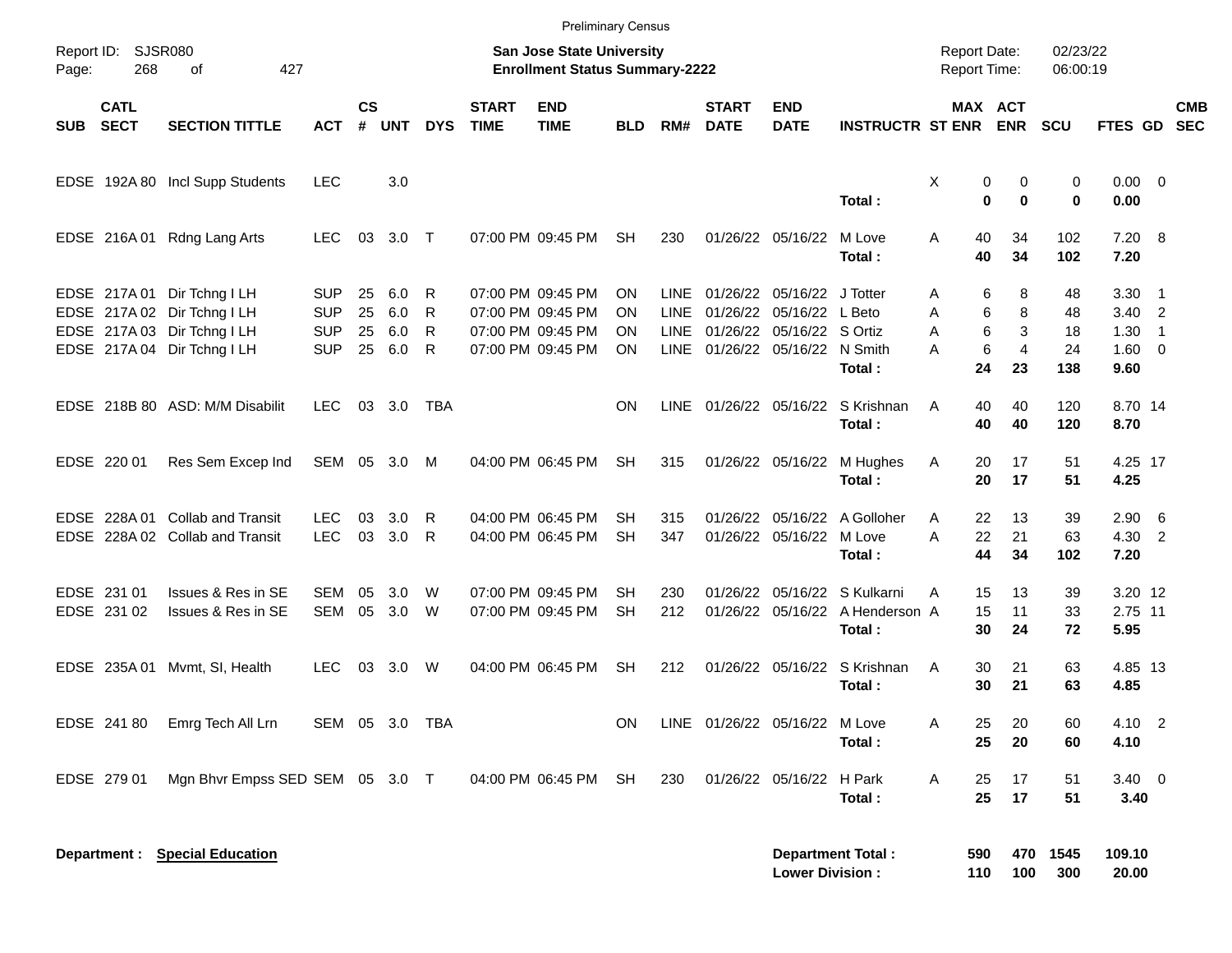Preliminary Census

Report ID: SJSR080
Page: 268 of 427

**San Jose State University**
**Enrollment Status Summary-2222**

Report Date: 02/23/22
Report Time: 06:00:19

| SUB | CATL SECT | SECTION TITTLE | ACT | CS # | UNT | DYS | START TIME | END TIME | BLD | RM# | START DATE | END DATE | INSTRUCTR | ST | MAX ENR | ACT ENR | SCU | FTES | GD | CMB SEC |
|---|---|---|---|---|---|---|---|---|---|---|---|---|---|---|---|---|---|---|---|---|
| EDSE | 192A 80 | Incl Supp Students | LEC | | 3.0 | | | | | | | | | X | 0 | 0 | 0 | 0.00 | 0 | |
| | | | | | | | | | | | | | **Total :** | | **0** | **0** | **0** | **0.00** | | |
| EDSE | 216A 01 | Rdng Lang Arts | LEC | 03 | 3.0 | T | 07:00 PM | 09:45 PM | SH | 230 | 01/26/22 | 05/16/22 | M Love | A | 40 | 34 | 102 | 7.20 | 8 | |
| | | | | | | | | | | | | | **Total :** | | **40** | **34** | **102** | **7.20** | | |
| EDSE | 217A 01 | Dir Tchng I LH | SUP | 25 | 6.0 | R | 07:00 PM | 09:45 PM | ON | LINE | 01/26/22 | 05/16/22 | J Totter | A | 6 | 8 | 48 | 3.30 | 1 | |
| EDSE | 217A 02 | Dir Tchng I LH | SUP | 25 | 6.0 | R | 07:00 PM | 09:45 PM | ON | LINE | 01/26/22 | 05/16/22 | L Beto | A | 6 | 8 | 48 | 3.40 | 2 | |
| EDSE | 217A 03 | Dir Tchng I LH | SUP | 25 | 6.0 | R | 07:00 PM | 09:45 PM | ON | LINE | 01/26/22 | 05/16/22 | S Ortiz | A | 6 | 3 | 18 | 1.30 | 1 | |
| EDSE | 217A 04 | Dir Tchng I LH | SUP | 25 | 6.0 | R | 07:00 PM | 09:45 PM | ON | LINE | 01/26/22 | 05/16/22 | N Smith | A | 6 | 4 | 24 | 1.60 | 0 | |
| | | | | | | | | | | | | | **Total :** | | **24** | **23** | **138** | **9.60** | | |
| EDSE | 218B 80 | ASD: M/M Disabilit | LEC | 03 | 3.0 | TBA | | | ON | LINE | 01/26/22 | 05/16/22 | S Krishnan | A | 40 | 40 | 120 | 8.70 | 14 | |
| | | | | | | | | | | | | | **Total :** | | **40** | **40** | **120** | **8.70** | | |
| EDSE | 220 01 | Res Sem Excep Ind | SEM | 05 | 3.0 | M | 04:00 PM | 06:45 PM | SH | 315 | 01/26/22 | 05/16/22 | M Hughes | A | 20 | 17 | 51 | 4.25 | 17 | |
| | | | | | | | | | | | | | **Total :** | | **20** | **17** | **51** | **4.25** | | |
| EDSE | 228A 01 | Collab and Transit | LEC | 03 | 3.0 | R | 04:00 PM | 06:45 PM | SH | 315 | 01/26/22 | 05/16/22 | A Golloher | A | 22 | 13 | 39 | 2.90 | 6 | |
| EDSE | 228A 02 | Collab and Transit | LEC | 03 | 3.0 | R | 04:00 PM | 06:45 PM | SH | 347 | 01/26/22 | 05/16/22 | M Love | A | 22 | 21 | 63 | 4.30 | 2 | |
| | | | | | | | | | | | | | **Total :** | | **44** | **34** | **102** | **7.20** | | |
| EDSE | 231 01 | Issues & Res in SE | SEM | 05 | 3.0 | W | 07:00 PM | 09:45 PM | SH | 230 | 01/26/22 | 05/16/22 | S Kulkarni | A | 15 | 13 | 39 | 3.20 | 12 | |
| EDSE | 231 02 | Issues & Res in SE | SEM | 05 | 3.0 | W | 07:00 PM | 09:45 PM | SH | 212 | 01/26/22 | 05/16/22 | A Henderson | A | 15 | 11 | 33 | 2.75 | 11 | |
| | | | | | | | | | | | | | **Total :** | | **30** | **24** | **72** | **5.95** | | |
| EDSE | 235A 01 | Mvmt, SI, Health | LEC | 03 | 3.0 | W | 04:00 PM | 06:45 PM | SH | 212 | 01/26/22 | 05/16/22 | S Krishnan | A | 30 | 21 | 63 | 4.85 | 13 | |
| | | | | | | | | | | | | | **Total :** | | **30** | **21** | **63** | **4.85** | | |
| EDSE | 241 80 | Emrg Tech All Lrn | SEM | 05 | 3.0 | TBA | | | ON | LINE | 01/26/22 | 05/16/22 | M Love | A | 25 | 20 | 60 | 4.10 | 2 | |
| | | | | | | | | | | | | | **Total :** | | **25** | **20** | **60** | **4.10** | | |
| EDSE | 279 01 | Mgn Bhvr Empss SED | SEM | 05 | 3.0 | T | 04:00 PM | 06:45 PM | SH | 230 | 01/26/22 | 05/16/22 | H Park | A | 25 | 17 | 51 | 3.40 | 0 | |
| | | | | | | | | | | | | | **Total :** | | **25** | **17** | **51** | **3.40** | | |

**Department : Special Education**

| | MAX ENR | ACT ENR | SCU | FTES |
|---|---|---|---|---|
| **Department Total :** | **590** | **470** | **1545** | **109.10** |
| **Lower Division :** | **110** | **100** | **300** | **20.00** |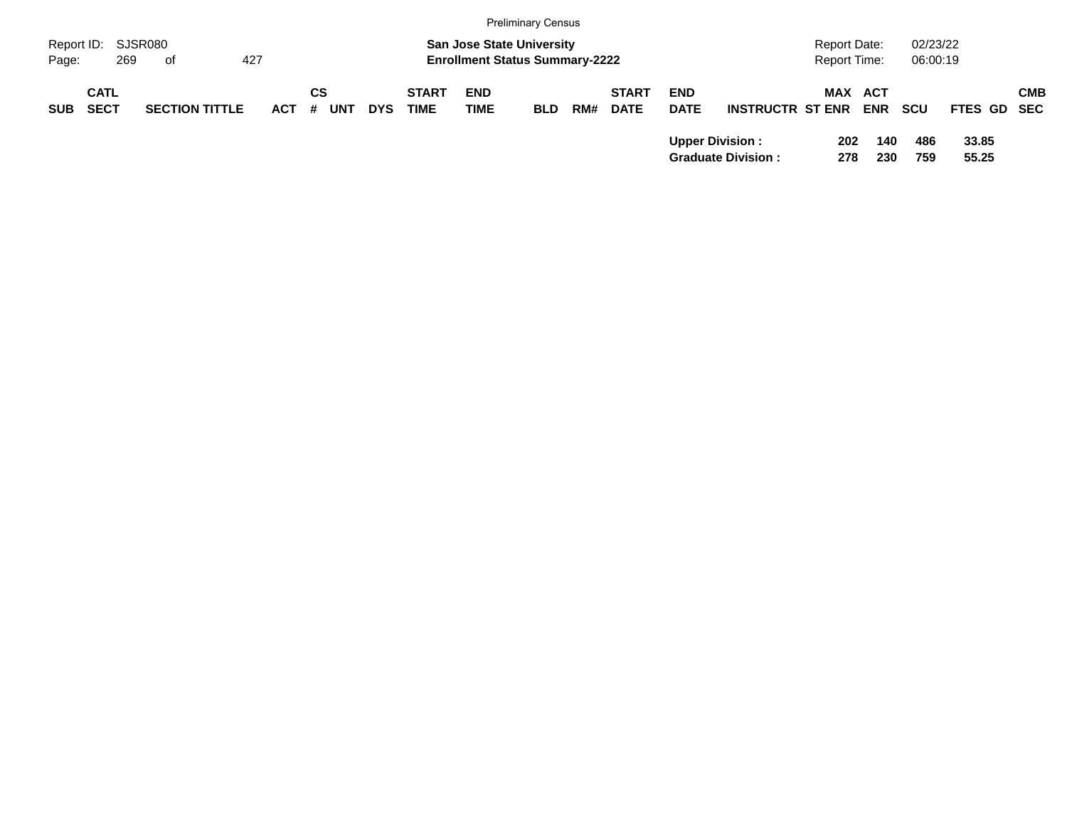Preliminary Census

Report ID: SJSR080

**San Jose State University**
**Enrollment Status Summary-2222**

Report Date: 02/23/22
Report Time: 06:00:19

| SUB | CATL SECT | SECTION TITTLE | ACT | CS # | UNT | DYS | START TIME | END TIME | BLD | RM# | START DATE | END DATE | INSTRUCTR | ST | MAX ENR | ACT ENR | SCU | FTES | GD | CMB SEC |
|---|---|---|---|---|---|---|---|---|---|---|---|---|---|---|---|---|---|---|---|---|
| | | | | | | | | | | | | **Upper Division :** | | | **202** | **140** | **486** | **33.85** | | |
| | | | | | | | | | | | | **Graduate Division :** | | | **278** | **230** | **759** | **55.25** | | |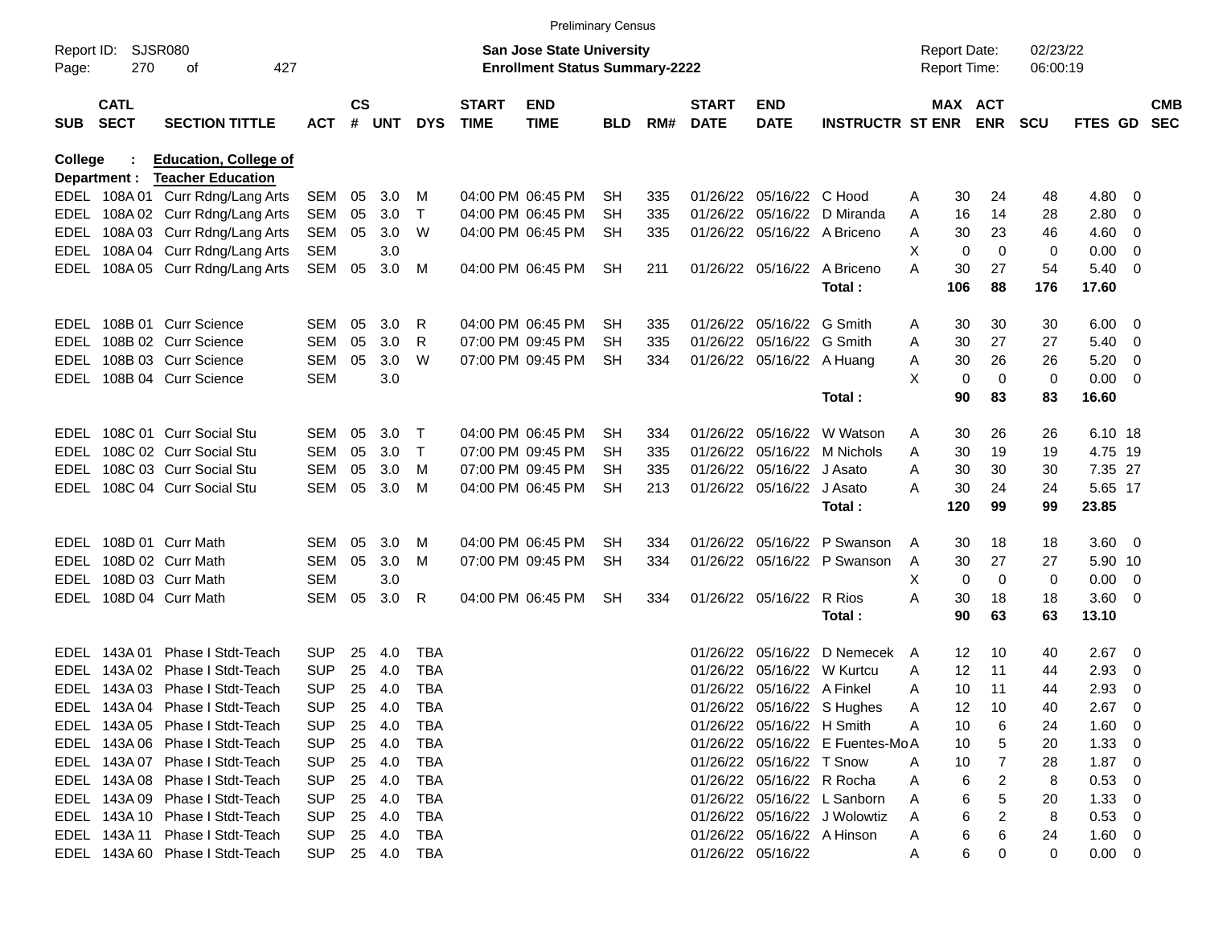Preliminary Census

Report ID: SJSR080

**San Jose State University**
**Enrollment Status Summary-2222**

Report Date: 02/23/22
Report Time: 06:00:19

| SUB | CATL SECT | SECTION TITTLE | ACT | CS # | UNT | DYS | START TIME | END TIME | BLD | RM# | START DATE | END DATE | INSTRUCTR | ST | MAX ENR | ACT ENR | SCU | FTES | GD | CMB SEC |
|---|---|---|---|---|---|---|---|---|---|---|---|---|---|---|---|---|---|---|---|---|

**College : Education, College of**
**Department : Teacher Education**

| SUB | CATL SECT | SECTION TITTLE | ACT | CS # | UNT | DYS | START TIME | END TIME | BLD | RM# | START DATE | END DATE | INSTRUCTR | ST | MAX ENR | ACT ENR | SCU | FTES | GD | CMB SEC |
|---|---|---|---|---|---|---|---|---|---|---|---|---|---|---|---|---|---|---|---|---|
| EDEL | 108A 01 | Curr Rdng/Lang Arts | SEM | 05 | 3.0 | M | 04:00 PM | 06:45 PM | SH | 335 | 01/26/22 | 05/16/22 | C Hood | A | 30 | 24 | 48 | 4.80 | 0 | |
| EDEL | 108A 02 | Curr Rdng/Lang Arts | SEM | 05 | 3.0 | T | 04:00 PM | 06:45 PM | SH | 335 | 01/26/22 | 05/16/22 | D Miranda | A | 16 | 14 | 28 | 2.80 | 0 | |
| EDEL | 108A 03 | Curr Rdng/Lang Arts | SEM | 05 | 3.0 | W | 04:00 PM | 06:45 PM | SH | 335 | 01/26/22 | 05/16/22 | A Briceno | A | 30 | 23 | 46 | 4.60 | 0 | |
| EDEL | 108A 04 | Curr Rdng/Lang Arts | SEM | | 3.0 | | | | | | | | | X | 0 | 0 | 0 | 0.00 | 0 | |
| EDEL | 108A 05 | Curr Rdng/Lang Arts | SEM | 05 | 3.0 | M | 04:00 PM | 06:45 PM | SH | 211 | 01/26/22 | 05/16/22 | A Briceno | A | 30 | 27 | 54 | 5.40 | 0 | |
| | | | | | | | | | | | | | **Total :** | | **106** | **88** | **176** | **17.60** | | |
| EDEL | 108B 01 | Curr Science | SEM | 05 | 3.0 | R | 04:00 PM | 06:45 PM | SH | 335 | 01/26/22 | 05/16/22 | G Smith | A | 30 | 30 | 30 | 6.00 | 0 | |
| EDEL | 108B 02 | Curr Science | SEM | 05 | 3.0 | R | 07:00 PM | 09:45 PM | SH | 335 | 01/26/22 | 05/16/22 | G Smith | A | 30 | 27 | 27 | 5.40 | 0 | |
| EDEL | 108B 03 | Curr Science | SEM | 05 | 3.0 | W | 07:00 PM | 09:45 PM | SH | 334 | 01/26/22 | 05/16/22 | A Huang | A | 30 | 26 | 26 | 5.20 | 0 | |
| EDEL | 108B 04 | Curr Science | SEM | | 3.0 | | | | | | | | | X | 0 | 0 | 0 | 0.00 | 0 | |
| | | | | | | | | | | | | | **Total :** | | **90** | **83** | **83** | **16.60** | | |
| EDEL | 108C 01 | Curr Social Stu | SEM | 05 | 3.0 | T | 04:00 PM | 06:45 PM | SH | 334 | 01/26/22 | 05/16/22 | W Watson | A | 30 | 26 | 26 | 6.10 | 18 | |
| EDEL | 108C 02 | Curr Social Stu | SEM | 05 | 3.0 | T | 07:00 PM | 09:45 PM | SH | 335 | 01/26/22 | 05/16/22 | M Nichols | A | 30 | 19 | 19 | 4.75 | 19 | |
| EDEL | 108C 03 | Curr Social Stu | SEM | 05 | 3.0 | M | 07:00 PM | 09:45 PM | SH | 335 | 01/26/22 | 05/16/22 | J Asato | A | 30 | 30 | 30 | 7.35 | 27 | |
| EDEL | 108C 04 | Curr Social Stu | SEM | 05 | 3.0 | M | 04:00 PM | 06:45 PM | SH | 213 | 01/26/22 | 05/16/22 | J Asato | A | 30 | 24 | 24 | 5.65 | 17 | |
| | | | | | | | | | | | | | **Total :** | | **120** | **99** | **99** | **23.85** | | |
| EDEL | 108D 01 | Curr Math | SEM | 05 | 3.0 | M | 04:00 PM | 06:45 PM | SH | 334 | 01/26/22 | 05/16/22 | P Swanson | A | 30 | 18 | 18 | 3.60 | 0 | |
| EDEL | 108D 02 | Curr Math | SEM | 05 | 3.0 | M | 07:00 PM | 09:45 PM | SH | 334 | 01/26/22 | 05/16/22 | P Swanson | A | 30 | 27 | 27 | 5.90 | 10 | |
| EDEL | 108D 03 | Curr Math | SEM | | 3.0 | | | | | | | | | X | 0 | 0 | 0 | 0.00 | 0 | |
| EDEL | 108D 04 | Curr Math | SEM | 05 | 3.0 | R | 04:00 PM | 06:45 PM | SH | 334 | 01/26/22 | 05/16/22 | R Rios | A | 30 | 18 | 18 | 3.60 | 0 | |
| | | | | | | | | | | | | | **Total :** | | **90** | **63** | **63** | **13.10** | | |
| EDEL | 143A 01 | Phase I Stdt-Teach | SUP | 25 | 4.0 | TBA | | | | | 01/26/22 | 05/16/22 | D Nemecek | A | 12 | 10 | 40 | 2.67 | 0 | |
| EDEL | 143A 02 | Phase I Stdt-Teach | SUP | 25 | 4.0 | TBA | | | | | 01/26/22 | 05/16/22 | W Kurtcu | A | 12 | 11 | 44 | 2.93 | 0 | |
| EDEL | 143A 03 | Phase I Stdt-Teach | SUP | 25 | 4.0 | TBA | | | | | 01/26/22 | 05/16/22 | A Finkel | A | 10 | 11 | 44 | 2.93 | 0 | |
| EDEL | 143A 04 | Phase I Stdt-Teach | SUP | 25 | 4.0 | TBA | | | | | 01/26/22 | 05/16/22 | S Hughes | A | 12 | 10 | 40 | 2.67 | 0 | |
| EDEL | 143A 05 | Phase I Stdt-Teach | SUP | 25 | 4.0 | TBA | | | | | 01/26/22 | 05/16/22 | H Smith | A | 10 | 6 | 24 | 1.60 | 0 | |
| EDEL | 143A 06 | Phase I Stdt-Teach | SUP | 25 | 4.0 | TBA | | | | | 01/26/22 | 05/16/22 | E Fuentes-Mo | A | 10 | 5 | 20 | 1.33 | 0 | |
| EDEL | 143A 07 | Phase I Stdt-Teach | SUP | 25 | 4.0 | TBA | | | | | 01/26/22 | 05/16/22 | T Snow | A | 10 | 7 | 28 | 1.87 | 0 | |
| EDEL | 143A 08 | Phase I Stdt-Teach | SUP | 25 | 4.0 | TBA | | | | | 01/26/22 | 05/16/22 | R Rocha | A | 6 | 2 | 8 | 0.53 | 0 | |
| EDEL | 143A 09 | Phase I Stdt-Teach | SUP | 25 | 4.0 | TBA | | | | | 01/26/22 | 05/16/22 | L Sanborn | A | 6 | 5 | 20 | 1.33 | 0 | |
| EDEL | 143A 10 | Phase I Stdt-Teach | SUP | 25 | 4.0 | TBA | | | | | 01/26/22 | 05/16/22 | J Wolowtiz | A | 6 | 2 | 8 | 0.53 | 0 | |
| EDEL | 143A 11 | Phase I Stdt-Teach | SUP | 25 | 4.0 | TBA | | | | | 01/26/22 | 05/16/22 | A Hinson | A | 6 | 6 | 24 | 1.60 | 0 | |
| EDEL | 143A 60 | Phase I Stdt-Teach | SUP | 25 | 4.0 | TBA | | | | | 01/26/22 | 05/16/22 | | A | 6 | 0 | 0 | 0.00 | 0 | |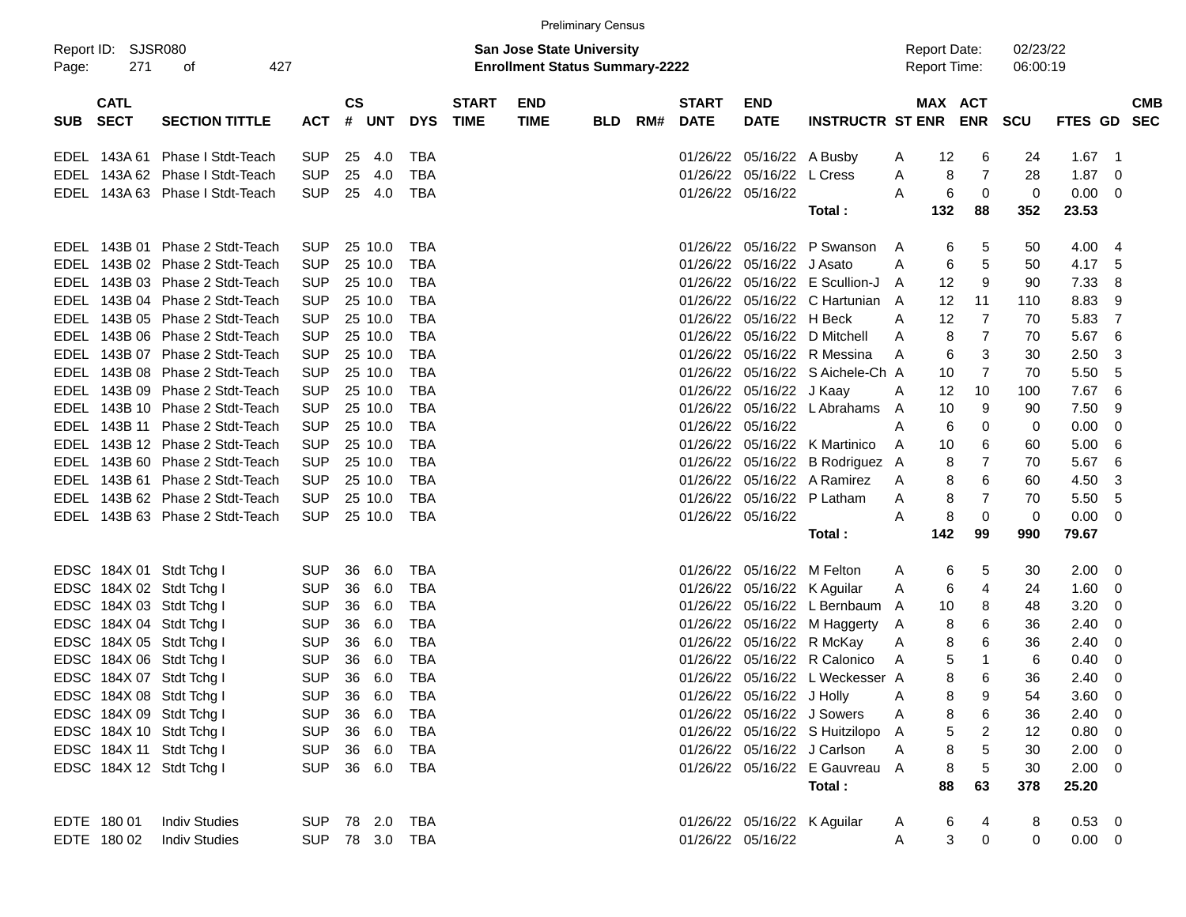Preliminary Census

Report ID: SJSR080
Page: 271 of 427

**San Jose State University**
**Enrollment Status Summary-2222**

Report Date: 02/23/22
Report Time: 06:00:19

| SUB | CATL SECT | SECTION TITTLE | ACT | CS # | UNT | DYS | START TIME | END TIME | BLD | RM# | START DATE | END DATE | INSTRUCTR | ST | MAX ENR | ACT ENR | SCU | FTES | GD | CMB SEC |
|---|---|---|---|---|---|---|---|---|---|---|---|---|---|---|---|---|---|---|---|---|
| EDEL | 143A 61 | Phase I Stdt-Teach | SUP | 25 | 4.0 | TBA | | | | | 01/26/22 | 05/16/22 | A Busby | A | 12 | 6 | 24 | 1.67 | 1 | |
| EDEL | 143A 62 | Phase I Stdt-Teach | SUP | 25 | 4.0 | TBA | | | | | 01/26/22 | 05/16/22 | L Cress | A | 8 | 7 | 28 | 1.87 | 0 | |
| EDEL | 143A 63 | Phase I Stdt-Teach | SUP | 25 | 4.0 | TBA | | | | | 01/26/22 | 05/16/22 | | A | 6 | 0 | 0 | 0.00 | 0 | |
| | | | | | | | | | | | | | **Total :** | | **132** | **88** | **352** | **23.53** | | |
| EDEL | 143B 01 | Phase 2 Stdt-Teach | SUP | 25 | 10.0 | TBA | | | | | 01/26/22 | 05/16/22 | P Swanson | A | 6 | 5 | 50 | 4.00 | 4 | |
| EDEL | 143B 02 | Phase 2 Stdt-Teach | SUP | 25 | 10.0 | TBA | | | | | 01/26/22 | 05/16/22 | J Asato | A | 6 | 5 | 50 | 4.17 | 5 | |
| EDEL | 143B 03 | Phase 2 Stdt-Teach | SUP | 25 | 10.0 | TBA | | | | | 01/26/22 | 05/16/22 | E Scullion-J | A | 12 | 9 | 90 | 7.33 | 8 | |
| EDEL | 143B 04 | Phase 2 Stdt-Teach | SUP | 25 | 10.0 | TBA | | | | | 01/26/22 | 05/16/22 | C Hartunian | A | 12 | 11 | 110 | 8.83 | 9 | |
| EDEL | 143B 05 | Phase 2 Stdt-Teach | SUP | 25 | 10.0 | TBA | | | | | 01/26/22 | 05/16/22 | H Beck | A | 12 | 7 | 70 | 5.83 | 7 | |
| EDEL | 143B 06 | Phase 2 Stdt-Teach | SUP | 25 | 10.0 | TBA | | | | | 01/26/22 | 05/16/22 | D Mitchell | A | 8 | 7 | 70 | 5.67 | 6 | |
| EDEL | 143B 07 | Phase 2 Stdt-Teach | SUP | 25 | 10.0 | TBA | | | | | 01/26/22 | 05/16/22 | R Messina | A | 6 | 3 | 30 | 2.50 | 3 | |
| EDEL | 143B 08 | Phase 2 Stdt-Teach | SUP | 25 | 10.0 | TBA | | | | | 01/26/22 | 05/16/22 | S Aichele-Ch | A | 10 | 7 | 70 | 5.50 | 5 | |
| EDEL | 143B 09 | Phase 2 Stdt-Teach | SUP | 25 | 10.0 | TBA | | | | | 01/26/22 | 05/16/22 | J Kaay | A | 12 | 10 | 100 | 7.67 | 6 | |
| EDEL | 143B 10 | Phase 2 Stdt-Teach | SUP | 25 | 10.0 | TBA | | | | | 01/26/22 | 05/16/22 | L Abrahams | A | 10 | 9 | 90 | 7.50 | 9 | |
| EDEL | 143B 11 | Phase 2 Stdt-Teach | SUP | 25 | 10.0 | TBA | | | | | 01/26/22 | 05/16/22 | | A | 6 | 0 | 0 | 0.00 | 0 | |
| EDEL | 143B 12 | Phase 2 Stdt-Teach | SUP | 25 | 10.0 | TBA | | | | | 01/26/22 | 05/16/22 | K Martinico | A | 10 | 6 | 60 | 5.00 | 6 | |
| EDEL | 143B 60 | Phase 2 Stdt-Teach | SUP | 25 | 10.0 | TBA | | | | | 01/26/22 | 05/16/22 | B Rodriguez | A | 8 | 7 | 70 | 5.67 | 6 | |
| EDEL | 143B 61 | Phase 2 Stdt-Teach | SUP | 25 | 10.0 | TBA | | | | | 01/26/22 | 05/16/22 | A Ramirez | A | 8 | 6 | 60 | 4.50 | 3 | |
| EDEL | 143B 62 | Phase 2 Stdt-Teach | SUP | 25 | 10.0 | TBA | | | | | 01/26/22 | 05/16/22 | P Latham | A | 8 | 7 | 70 | 5.50 | 5 | |
| EDEL | 143B 63 | Phase 2 Stdt-Teach | SUP | 25 | 10.0 | TBA | | | | | 01/26/22 | 05/16/22 | | A | 8 | 0 | 0 | 0.00 | 0 | |
| | | | | | | | | | | | | | **Total :** | | **142** | **99** | **990** | **79.67** | | |
| EDSC | 184X 01 | Stdt Tchg I | SUP | 36 | 6.0 | TBA | | | | | 01/26/22 | 05/16/22 | M Felton | A | 6 | 5 | 30 | 2.00 | 0 | |
| EDSC | 184X 02 | Stdt Tchg I | SUP | 36 | 6.0 | TBA | | | | | 01/26/22 | 05/16/22 | K Aguilar | A | 6 | 4 | 24 | 1.60 | 0 | |
| EDSC | 184X 03 | Stdt Tchg I | SUP | 36 | 6.0 | TBA | | | | | 01/26/22 | 05/16/22 | L Bernbaum | A | 10 | 8 | 48 | 3.20 | 0 | |
| EDSC | 184X 04 | Stdt Tchg I | SUP | 36 | 6.0 | TBA | | | | | 01/26/22 | 05/16/22 | M Haggerty | A | 8 | 6 | 36 | 2.40 | 0 | |
| EDSC | 184X 05 | Stdt Tchg I | SUP | 36 | 6.0 | TBA | | | | | 01/26/22 | 05/16/22 | R McKay | A | 8 | 6 | 36 | 2.40 | 0 | |
| EDSC | 184X 06 | Stdt Tchg I | SUP | 36 | 6.0 | TBA | | | | | 01/26/22 | 05/16/22 | R Calonico | A | 5 | 1 | 6 | 0.40 | 0 | |
| EDSC | 184X 07 | Stdt Tchg I | SUP | 36 | 6.0 | TBA | | | | | 01/26/22 | 05/16/22 | L Weckesser | A | 8 | 6 | 36 | 2.40 | 0 | |
| EDSC | 184X 08 | Stdt Tchg I | SUP | 36 | 6.0 | TBA | | | | | 01/26/22 | 05/16/22 | J Holly | A | 8 | 9 | 54 | 3.60 | 0 | |
| EDSC | 184X 09 | Stdt Tchg I | SUP | 36 | 6.0 | TBA | | | | | 01/26/22 | 05/16/22 | J Sowers | A | 8 | 6 | 36 | 2.40 | 0 | |
| EDSC | 184X 10 | Stdt Tchg I | SUP | 36 | 6.0 | TBA | | | | | 01/26/22 | 05/16/22 | S Huitzilopo | A | 5 | 2 | 12 | 0.80 | 0 | |
| EDSC | 184X 11 | Stdt Tchg I | SUP | 36 | 6.0 | TBA | | | | | 01/26/22 | 05/16/22 | J Carlson | A | 8 | 5 | 30 | 2.00 | 0 | |
| EDSC | 184X 12 | Stdt Tchg I | SUP | 36 | 6.0 | TBA | | | | | 01/26/22 | 05/16/22 | E Gauvreau | A | 8 | 5 | 30 | 2.00 | 0 | |
| | | | | | | | | | | | | | **Total :** | | **88** | **63** | **378** | **25.20** | | |
| EDTE | 180 01 | Indiv Studies | SUP | 78 | 2.0 | TBA | | | | | 01/26/22 | 05/16/22 | K Aguilar | A | 6 | 4 | 8 | 0.53 | 0 | |
| EDTE | 180 02 | Indiv Studies | SUP | 78 | 3.0 | TBA | | | | | 01/26/22 | 05/16/22 | | A | 3 | 0 | 0 | 0.00 | 0 | |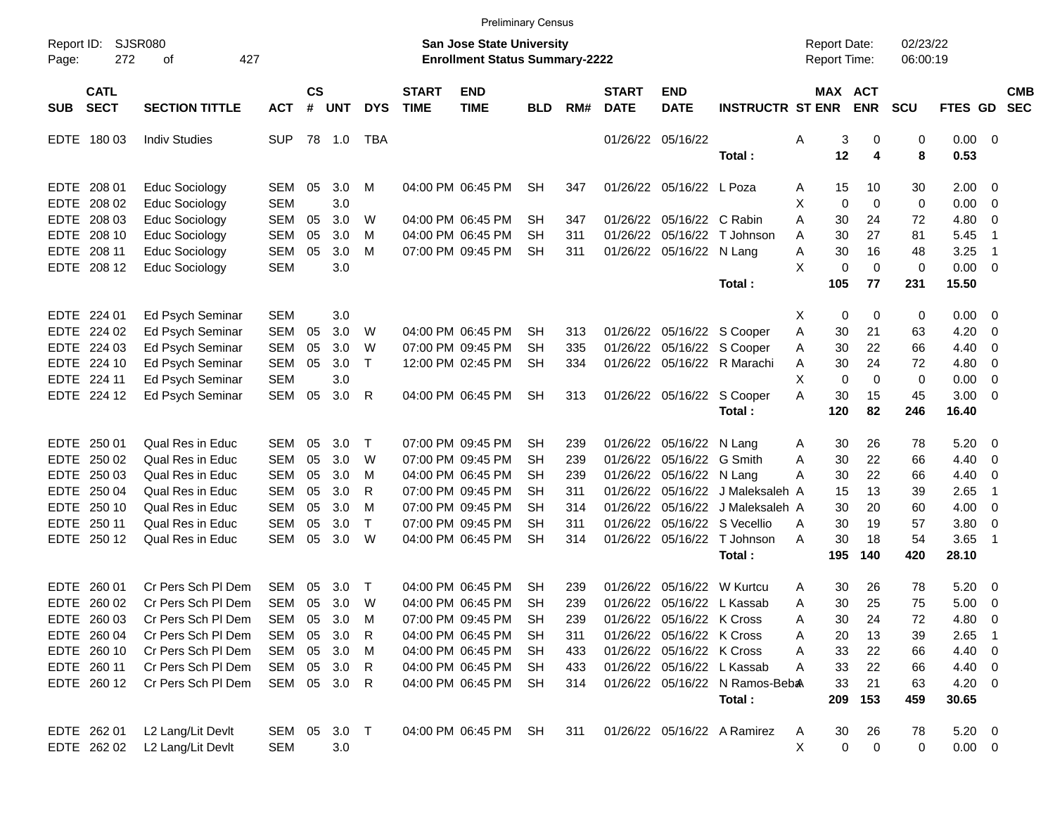Preliminary Census

Report ID: SJSR080
Page: 272 of 427

**San Jose State University**
**Enrollment Status Summary-2222**

Report Date: 02/23/22
Report Time: 06:00:19

| SUB | CATL SECT | SECTION TITTLE | ACT | CS # | UNT | DYS | START TIME | END TIME | BLD | RM# | START DATE | END DATE | INSTRUCTR | ST | MAX ENR | ACT ENR | SCU | FTES | GD | CMB SEC |
|---|---|---|---|---|---|---|---|---|---|---|---|---|---|---|---|---|---|---|---|---|
| EDTE | 180 03 | Indiv Studies | SUP | 78 | 1.0 | TBA | | | | | 01/26/22 | 05/16/22 | | A | 3 | 0 | 0 | 0.00 | 0 | |
| | | | | | | | | | | | | | **Total :** | | **12** | **4** | **8** | **0.53** | | |
| EDTE | 208 01 | Educ Sociology | SEM | 05 | 3.0 | M | 04:00 PM | 06:45 PM | SH | 347 | 01/26/22 | 05/16/22 | L Poza | A | 15 | 10 | 30 | 2.00 | 0 | |
| EDTE | 208 02 | Educ Sociology | SEM | | 3.0 | | | | | | | | | X | 0 | 0 | 0 | 0.00 | 0 | |
| EDTE | 208 03 | Educ Sociology | SEM | 05 | 3.0 | W | 04:00 PM | 06:45 PM | SH | 347 | 01/26/22 | 05/16/22 | C Rabin | A | 30 | 24 | 72 | 4.80 | 0 | |
| EDTE | 208 10 | Educ Sociology | SEM | 05 | 3.0 | M | 04:00 PM | 06:45 PM | SH | 311 | 01/26/22 | 05/16/22 | T Johnson | A | 30 | 27 | 81 | 5.45 | 1 | |
| EDTE | 208 11 | Educ Sociology | SEM | 05 | 3.0 | M | 07:00 PM | 09:45 PM | SH | 311 | 01/26/22 | 05/16/22 | N Lang | A | 30 | 16 | 48 | 3.25 | 1 | |
| EDTE | 208 12 | Educ Sociology | SEM | | 3.0 | | | | | | | | | X | 0 | 0 | 0 | 0.00 | 0 | |
| | | | | | | | | | | | | | **Total :** | | **105** | **77** | **231** | **15.50** | | |
| EDTE | 224 01 | Ed Psych Seminar | SEM | | 3.0 | | | | | | | | | X | 0 | 0 | 0 | 0.00 | 0 | |
| EDTE | 224 02 | Ed Psych Seminar | SEM | 05 | 3.0 | W | 04:00 PM | 06:45 PM | SH | 313 | 01/26/22 | 05/16/22 | S Cooper | A | 30 | 21 | 63 | 4.20 | 0 | |
| EDTE | 224 03 | Ed Psych Seminar | SEM | 05 | 3.0 | W | 07:00 PM | 09:45 PM | SH | 335 | 01/26/22 | 05/16/22 | S Cooper | A | 30 | 22 | 66 | 4.40 | 0 | |
| EDTE | 224 10 | Ed Psych Seminar | SEM | 05 | 3.0 | T | 12:00 PM | 02:45 PM | SH | 334 | 01/26/22 | 05/16/22 | R Marachi | A | 30 | 24 | 72 | 4.80 | 0 | |
| EDTE | 224 11 | Ed Psych Seminar | SEM | | 3.0 | | | | | | | | | X | 0 | 0 | 0 | 0.00 | 0 | |
| EDTE | 224 12 | Ed Psych Seminar | SEM | 05 | 3.0 | R | 04:00 PM | 06:45 PM | SH | 313 | 01/26/22 | 05/16/22 | S Cooper | A | 30 | 15 | 45 | 3.00 | 0 | |
| | | | | | | | | | | | | | **Total :** | | **120** | **82** | **246** | **16.40** | | |
| EDTE | 250 01 | Qual Res in Educ | SEM | 05 | 3.0 | T | 07:00 PM | 09:45 PM | SH | 239 | 01/26/22 | 05/16/22 | N Lang | A | 30 | 26 | 78 | 5.20 | 0 | |
| EDTE | 250 02 | Qual Res in Educ | SEM | 05 | 3.0 | W | 07:00 PM | 09:45 PM | SH | 239 | 01/26/22 | 05/16/22 | G Smith | A | 30 | 22 | 66 | 4.40 | 0 | |
| EDTE | 250 03 | Qual Res in Educ | SEM | 05 | 3.0 | M | 04:00 PM | 06:45 PM | SH | 239 | 01/26/22 | 05/16/22 | N Lang | A | 30 | 22 | 66 | 4.40 | 0 | |
| EDTE | 250 04 | Qual Res in Educ | SEM | 05 | 3.0 | R | 07:00 PM | 09:45 PM | SH | 311 | 01/26/22 | 05/16/22 | J Maleksaleh | A | 15 | 13 | 39 | 2.65 | 1 | |
| EDTE | 250 10 | Qual Res in Educ | SEM | 05 | 3.0 | M | 07:00 PM | 09:45 PM | SH | 314 | 01/26/22 | 05/16/22 | J Maleksaleh | A | 30 | 20 | 60 | 4.00 | 0 | |
| EDTE | 250 11 | Qual Res in Educ | SEM | 05 | 3.0 | T | 07:00 PM | 09:45 PM | SH | 311 | 01/26/22 | 05/16/22 | S Vecellio | A | 30 | 19 | 57 | 3.80 | 0 | |
| EDTE | 250 12 | Qual Res in Educ | SEM | 05 | 3.0 | W | 04:00 PM | 06:45 PM | SH | 314 | 01/26/22 | 05/16/22 | T Johnson | A | 30 | 18 | 54 | 3.65 | 1 | |
| | | | | | | | | | | | | | **Total :** | | **195** | **140** | **420** | **28.10** | | |
| EDTE | 260 01 | Cr Pers Sch Pl Dem | SEM | 05 | 3.0 | T | 04:00 PM | 06:45 PM | SH | 239 | 01/26/22 | 05/16/22 | W Kurtcu | A | 30 | 26 | 78 | 5.20 | 0 | |
| EDTE | 260 02 | Cr Pers Sch Pl Dem | SEM | 05 | 3.0 | W | 04:00 PM | 06:45 PM | SH | 239 | 01/26/22 | 05/16/22 | L Kassab | A | 30 | 25 | 75 | 5.00 | 0 | |
| EDTE | 260 03 | Cr Pers Sch Pl Dem | SEM | 05 | 3.0 | M | 07:00 PM | 09:45 PM | SH | 239 | 01/26/22 | 05/16/22 | K Cross | A | 30 | 24 | 72 | 4.80 | 0 | |
| EDTE | 260 04 | Cr Pers Sch Pl Dem | SEM | 05 | 3.0 | R | 04:00 PM | 06:45 PM | SH | 311 | 01/26/22 | 05/16/22 | K Cross | A | 20 | 13 | 39 | 2.65 | 1 | |
| EDTE | 260 10 | Cr Pers Sch Pl Dem | SEM | 05 | 3.0 | M | 04:00 PM | 06:45 PM | SH | 433 | 01/26/22 | 05/16/22 | K Cross | A | 33 | 22 | 66 | 4.40 | 0 | |
| EDTE | 260 11 | Cr Pers Sch Pl Dem | SEM | 05 | 3.0 | R | 04:00 PM | 06:45 PM | SH | 433 | 01/26/22 | 05/16/22 | L Kassab | A | 33 | 22 | 66 | 4.40 | 0 | |
| EDTE | 260 12 | Cr Pers Sch Pl Dem | SEM | 05 | 3.0 | R | 04:00 PM | 06:45 PM | SH | 314 | 01/26/22 | 05/16/22 | N Ramos-Beba | A | 33 | 21 | 63 | 4.20 | 0 | |
| | | | | | | | | | | | | | **Total :** | | **209** | **153** | **459** | **30.65** | | |
| EDTE | 262 01 | L2 Lang/Lit Devlt | SEM | 05 | 3.0 | T | 04:00 PM | 06:45 PM | SH | 311 | 01/26/22 | 05/16/22 | A Ramirez | A | 30 | 26 | 78 | 5.20 | 0 | |
| EDTE | 262 02 | L2 Lang/Lit Devlt | SEM | | 3.0 | | | | | | | | | X | 0 | 0 | 0 | 0.00 | 0 | |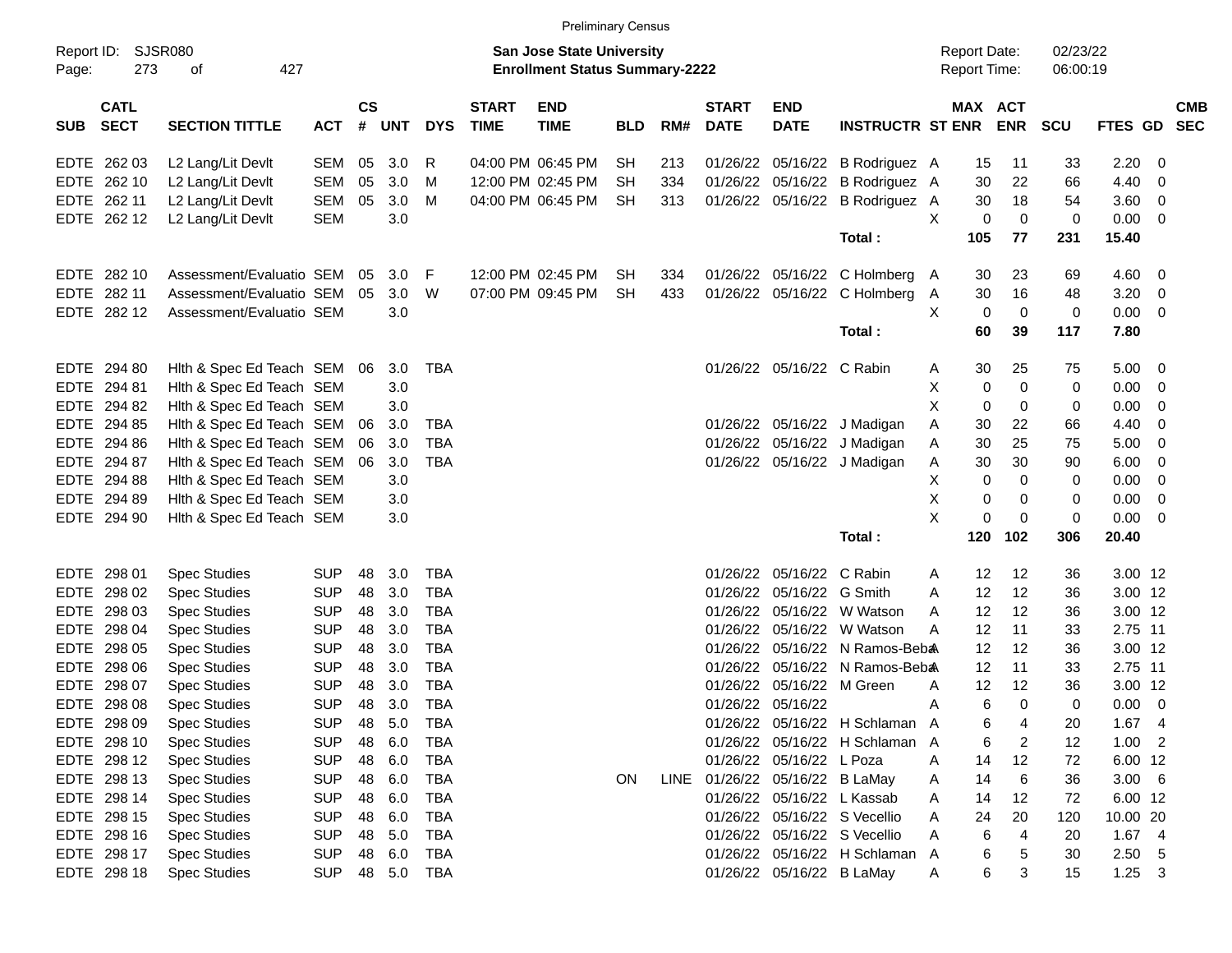Preliminary Census

Report ID: SJSR080 | San Jose State University | Report Date: 02/23/22
Page: 273 of 427 | Enrollment Status Summary-2222 | Report Time: 06:00:19

| SUB | CATL SECT | SECTION TITTLE | ACT | CS # | UNT | DYS | START TIME | END TIME | BLD | RM# | START DATE | END DATE | INSTRUCTR | ST | MAX ENR | ACT ENR | SCU | FTES | GD | CMB SEC |
|---|---|---|---|---|---|---|---|---|---|---|---|---|---|---|---|---|---|---|---|---|
| EDTE | 262 03 | L2 Lang/Lit Devlt | SEM | 05 | 3.0 | R | 04:00 PM | 06:45 PM | SH | 213 | 01/26/22 | 05/16/22 | B Rodriguez | A | 15 | 11 | 33 | 2.20 | 0 | |
| EDTE | 262 10 | L2 Lang/Lit Devlt | SEM | 05 | 3.0 | M | 12:00 PM | 02:45 PM | SH | 334 | 01/26/22 | 05/16/22 | B Rodriguez | A | 30 | 22 | 66 | 4.40 | 0 | |
| EDTE | 262 11 | L2 Lang/Lit Devlt | SEM | 05 | 3.0 | M | 04:00 PM | 06:45 PM | SH | 313 | 01/26/22 | 05/16/22 | B Rodriguez | A | 30 | 18 | 54 | 3.60 | 0 | |
| EDTE | 262 12 | L2 Lang/Lit Devlt | SEM | | 3.0 | | | | | | | | | X | 0 | 0 | 0 | 0.00 | 0 | |
| | | | | | | | | | | | | | **Total :** | | **105** | **77** | **231** | **15.40** | | |
| EDTE | 282 10 | Assessment/Evaluatio | SEM | 05 | 3.0 | F | 12:00 PM | 02:45 PM | SH | 334 | 01/26/22 | 05/16/22 | C Holmberg | A | 30 | 23 | 69 | 4.60 | 0 | |
| EDTE | 282 11 | Assessment/Evaluatio | SEM | 05 | 3.0 | W | 07:00 PM | 09:45 PM | SH | 433 | 01/26/22 | 05/16/22 | C Holmberg | A | 30 | 16 | 48 | 3.20 | 0 | |
| EDTE | 282 12 | Assessment/Evaluatio | SEM | | 3.0 | | | | | | | | | X | 0 | 0 | 0 | 0.00 | 0 | |
| | | | | | | | | | | | | | **Total :** | | **60** | **39** | **117** | **7.80** | | |
| EDTE | 294 80 | Hlth & Spec Ed Teach | SEM | 06 | 3.0 | TBA | | | | | 01/26/22 | 05/16/22 | C Rabin | A | 30 | 25 | 75 | 5.00 | 0 | |
| EDTE | 294 81 | Hlth & Spec Ed Teach | SEM | | 3.0 | | | | | | | | | X | 0 | 0 | 0 | 0.00 | 0 | |
| EDTE | 294 82 | Hlth & Spec Ed Teach | SEM | | 3.0 | | | | | | | | | X | 0 | 0 | 0 | 0.00 | 0 | |
| EDTE | 294 85 | Hlth & Spec Ed Teach | SEM | 06 | 3.0 | TBA | | | | | 01/26/22 | 05/16/22 | J Madigan | A | 30 | 22 | 66 | 4.40 | 0 | |
| EDTE | 294 86 | Hlth & Spec Ed Teach | SEM | 06 | 3.0 | TBA | | | | | 01/26/22 | 05/16/22 | J Madigan | A | 30 | 25 | 75 | 5.00 | 0 | |
| EDTE | 294 87 | Hlth & Spec Ed Teach | SEM | 06 | 3.0 | TBA | | | | | 01/26/22 | 05/16/22 | J Madigan | A | 30 | 30 | 90 | 6.00 | 0 | |
| EDTE | 294 88 | Hlth & Spec Ed Teach | SEM | | 3.0 | | | | | | | | | X | 0 | 0 | 0 | 0.00 | 0 | |
| EDTE | 294 89 | Hlth & Spec Ed Teach | SEM | | 3.0 | | | | | | | | | X | 0 | 0 | 0 | 0.00 | 0 | |
| EDTE | 294 90 | Hlth & Spec Ed Teach | SEM | | 3.0 | | | | | | | | | X | 0 | 0 | 0 | 0.00 | 0 | |
| | | | | | | | | | | | | | **Total :** | | **120** | **102** | **306** | **20.40** | | |
| EDTE | 298 01 | Spec Studies | SUP | 48 | 3.0 | TBA | | | | | 01/26/22 | 05/16/22 | C Rabin | A | 12 | 12 | 36 | 3.00 | 12 | |
| EDTE | 298 02 | Spec Studies | SUP | 48 | 3.0 | TBA | | | | | 01/26/22 | 05/16/22 | G Smith | A | 12 | 12 | 36 | 3.00 | 12 | |
| EDTE | 298 03 | Spec Studies | SUP | 48 | 3.0 | TBA | | | | | 01/26/22 | 05/16/22 | W Watson | A | 12 | 12 | 36 | 3.00 | 12 | |
| EDTE | 298 04 | Spec Studies | SUP | 48 | 3.0 | TBA | | | | | 01/26/22 | 05/16/22 | W Watson | A | 12 | 11 | 33 | 2.75 | 11 | |
| EDTE | 298 05 | Spec Studies | SUP | 48 | 3.0 | TBA | | | | | 01/26/22 | 05/16/22 | N Ramos-Beba | A | 12 | 12 | 36 | 3.00 | 12 | |
| EDTE | 298 06 | Spec Studies | SUP | 48 | 3.0 | TBA | | | | | 01/26/22 | 05/16/22 | N Ramos-Beba | A | 12 | 11 | 33 | 2.75 | 11 | |
| EDTE | 298 07 | Spec Studies | SUP | 48 | 3.0 | TBA | | | | | 01/26/22 | 05/16/22 | M Green | A | 12 | 12 | 36 | 3.00 | 12 | |
| EDTE | 298 08 | Spec Studies | SUP | 48 | 3.0 | TBA | | | | | 01/26/22 | 05/16/22 | | A | 6 | 0 | 0 | 0.00 | 0 | |
| EDTE | 298 09 | Spec Studies | SUP | 48 | 5.0 | TBA | | | | | 01/26/22 | 05/16/22 | H Schlaman | A | 6 | 4 | 20 | 1.67 | 4 | |
| EDTE | 298 10 | Spec Studies | SUP | 48 | 6.0 | TBA | | | | | 01/26/22 | 05/16/22 | H Schlaman | A | 6 | 2 | 12 | 1.00 | 2 | |
| EDTE | 298 12 | Spec Studies | SUP | 48 | 6.0 | TBA | | | | | 01/26/22 | 05/16/22 | L Poza | A | 14 | 12 | 72 | 6.00 | 12 | |
| EDTE | 298 13 | Spec Studies | SUP | 48 | 6.0 | TBA | | | ON | LINE | 01/26/22 | 05/16/22 | B LaMay | A | 14 | 6 | 36 | 3.00 | 6 | |
| EDTE | 298 14 | Spec Studies | SUP | 48 | 6.0 | TBA | | | | | 01/26/22 | 05/16/22 | L Kassab | A | 14 | 12 | 72 | 6.00 | 12 | |
| EDTE | 298 15 | Spec Studies | SUP | 48 | 6.0 | TBA | | | | | 01/26/22 | 05/16/22 | S Vecellio | A | 24 | 20 | 120 | 10.00 | 20 | |
| EDTE | 298 16 | Spec Studies | SUP | 48 | 5.0 | TBA | | | | | 01/26/22 | 05/16/22 | S Vecellio | A | 6 | 4 | 20 | 1.67 | 4 | |
| EDTE | 298 17 | Spec Studies | SUP | 48 | 6.0 | TBA | | | | | 01/26/22 | 05/16/22 | H Schlaman | A | 6 | 5 | 30 | 2.50 | 5 | |
| EDTE | 298 18 | Spec Studies | SUP | 48 | 5.0 | TBA | | | | | 01/26/22 | 05/16/22 | B LaMay | A | 6 | 3 | 15 | 1.25 | 3 | |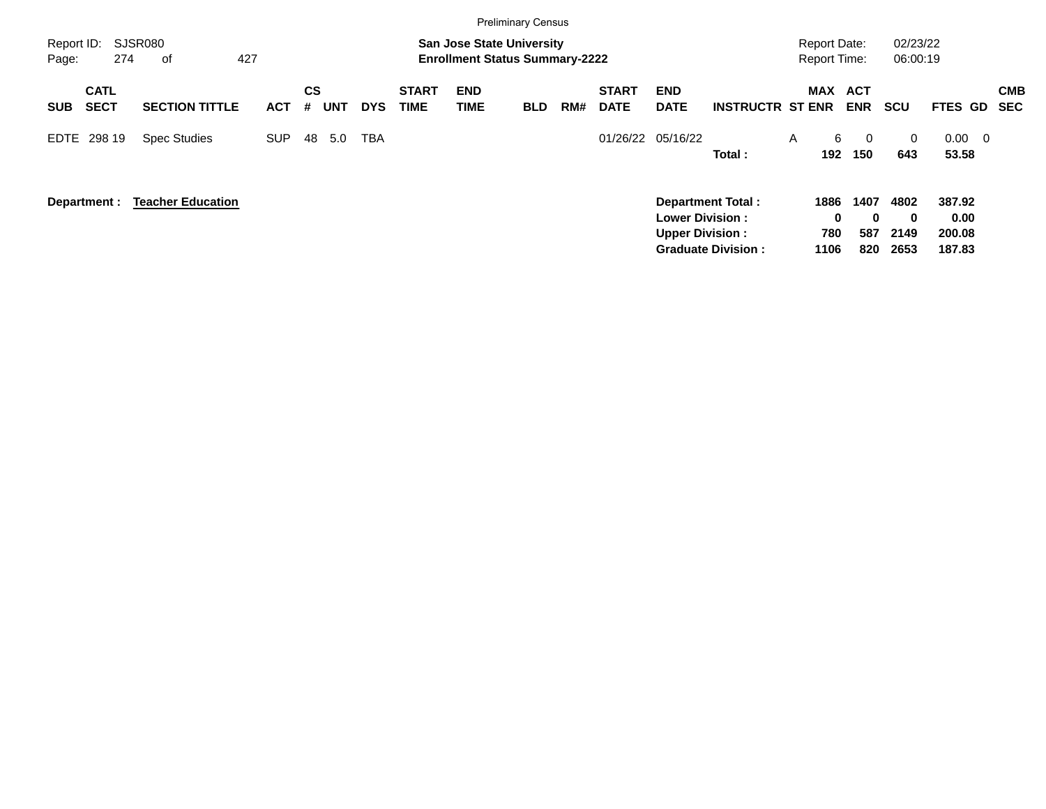Preliminary Census

Report ID: SJSR080
Page: 274 of 427

**San Jose State University**
**Enrollment Status Summary-2222**

Report Date: 02/23/22
Report Time: 06:00:19

| SUB | CATL SECT | SECTION TITTLE | ACT | CS # | UNT | DYS | START TIME | END TIME | BLD | RM# | START DATE | END DATE | INSTRUCTR | ST | MAX ENR | ACT ENR | SCU | FTES | GD | CMB SEC |
|---|---|---|---|---|---|---|---|---|---|---|---|---|---|---|---|---|---|---|---|---|
| EDTE | 298 19 | Spec Studies | SUP | 48 | 5.0 | TBA | | | | | 01/26/22 | 05/16/22 | | A | 6 | 0 | 0 | 0.00 | 0 | |
| | | | | | | | | | | | | | **Total :** | | **192** | **150** | **643** | **53.58** | | |

**Department :** **Teacher Education**

| | MAX ENR | ACT ENR | SCU | FTES |
|---|---|---|---|---|
| **Department Total :** | **1886** | **1407** | **4802** | **387.92** |
| **Lower Division :** | **0** | **0** | **0** | **0.00** |
| **Upper Division :** | **780** | **587** | **2149** | **200.08** |
| **Graduate Division :** | **1106** | **820** | **2653** | **187.83** |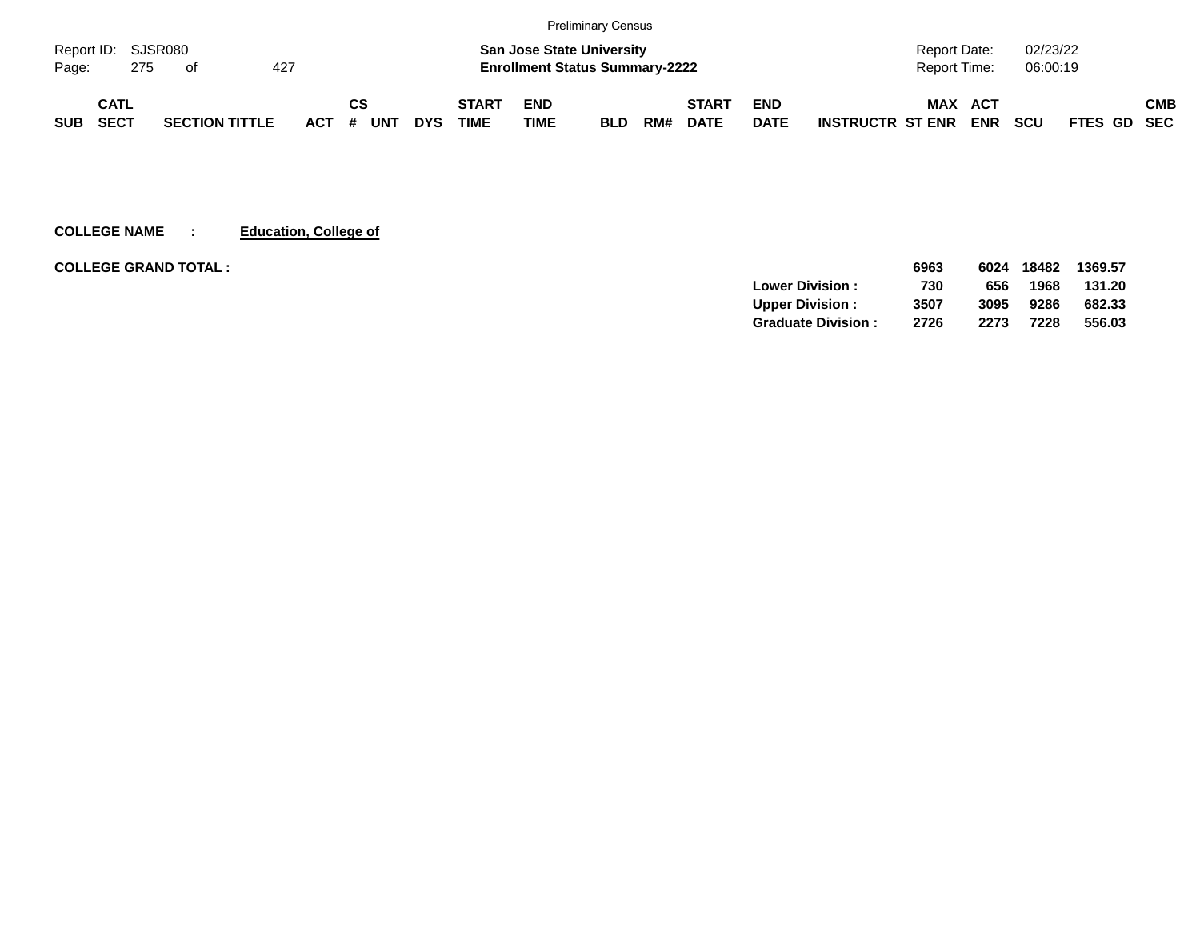Preliminary Census

Report ID: SJSR080

**San Jose State University**
**Enrollment Status Summary-2222**

Report Date: 02/23/22
Report Time: 06:00:19

| SUB | CATL SECT | SECTION TITTLE | ACT | CS # | UNT | DYS | START TIME | END TIME | BLD | RM# | START DATE | END DATE | INSTRUCTR | MAX ST ENR | ACT ENR | SCU | FTES | GD | CMB SEC |
|---|---|---|---|---|---|---|---|---|---|---|---|---|---|---|---|---|---|---|---|

**COLLEGE NAME : Education, College of**

**COLLEGE GRAND TOTAL :**

| | MAX ST ENR | ACT ENR | SCU | FTES |
|---|---|---|---|---|
| | 6963 | 6024 | 18482 | 1369.57 |
| Lower Division : | 730 | 656 | 1968 | 131.20 |
| Upper Division : | 3507 | 3095 | 9286 | 682.33 |
| Graduate Division : | 2726 | 2273 | 7228 | 556.03 |